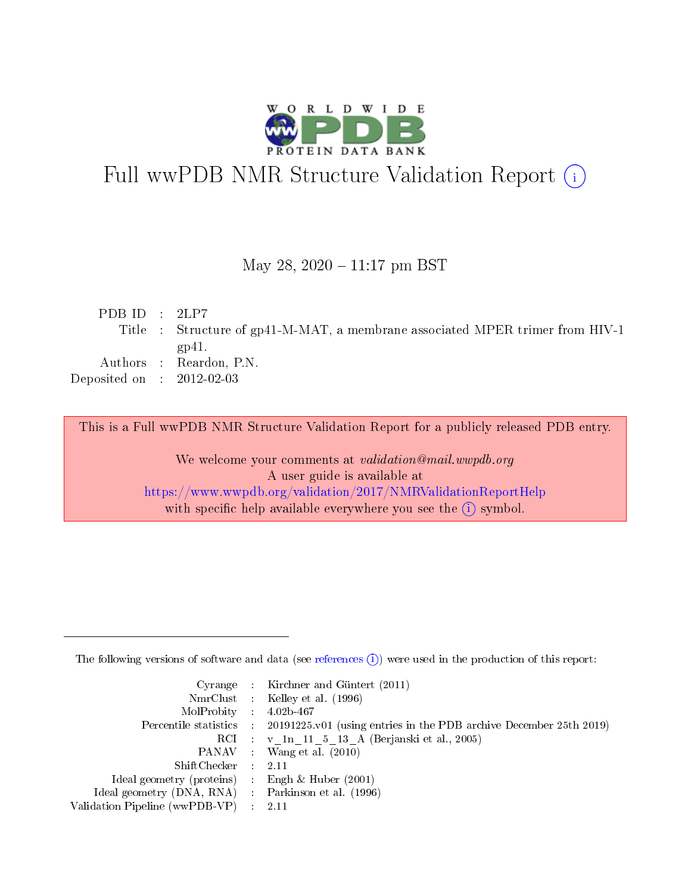# Full wwPDB NMR Structure Validation Report (i)

May 28, 2020 – 11:17 pm BST

| | | |
|---|---|---|
| PDB ID | : | 2LP7 |
| Title | : | Structure of gp41-M-MAT, a membrane associated MPER trimer from HIV-1 gp41. |
| Authors | : | Reardon, P.N. |
| Deposited on | : | 2012-02-03 |

This is a Full wwPDB NMR Structure Validation Report for a publicly released PDB entry.

We welcome your comments at *validation@mail.wwpdb.org*
A user guide is available at
https://www.wwpdb.org/validation/2017/NMRValidationReportHelp
with specific help available everywhere you see the (i) symbol.

The following versions of software and data (see references (i)) were used in the production of this report:

| | | |
|---|---|---|
| Cyrange | : | Kirchner and Güntert (2011) |
| NmrClust | : | Kelley et al. (1996) |
| MolProbity | : | 4.02b-467 |
| Percentile statistics | : | 20191225.v01 (using entries in the PDB archive December 25th 2019) |
| RCI | : | v_1n_11_5_13_A (Berjanski et al., 2005) |
| PANAV | : | Wang et al. (2010) |
| ShiftChecker | : | 2.11 |
| Ideal geometry (proteins) | : | Engh & Huber (2001) |
| Ideal geometry (DNA, RNA) | : | Parkinson et al. (1996) |
| Validation Pipeline (wwPDB-VP) | : | 2.11 |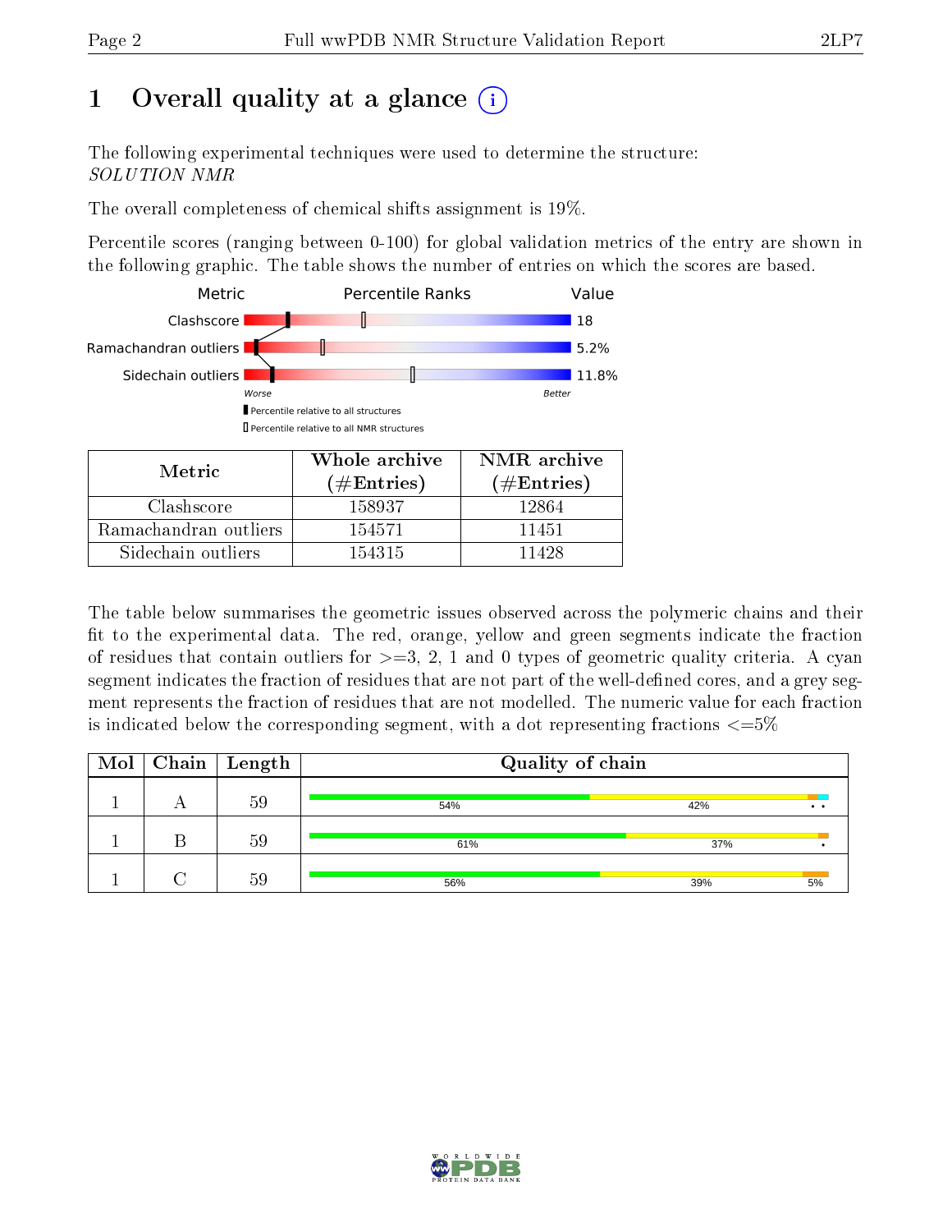# 1 Overall quality at a glance

The following experimental techniques were used to determine the structure:
*SOLUTION NMR*

The overall completeness of chemical shifts assignment is 19%.

Percentile scores (ranging between 0-100) for global validation metrics of the entry are shown in the following graphic. The table shows the number of entries on which the scores are based.

| Metric | Value |
|---|---|
| Clashscore | 18 |
| Ramachandran outliers | 5.2% |
| Sidechain outliers | 11.8% |

Worse — Better

▮ Percentile relative to all structures
▯ Percentile relative to all NMR structures

| Metric | Whole archive (#Entries) | NMR archive (#Entries) |
|---|---|---|
| Clashscore | 158937 | 12864 |
| Ramachandran outliers | 154571 | 11451 |
| Sidechain outliers | 154315 | 11428 |

The table below summarises the geometric issues observed across the polymeric chains and their fit to the experimental data. The red, orange, yellow and green segments indicate the fraction of residues that contain outliers for >=3, 2, 1 and 0 types of geometric quality criteria. A cyan segment indicates the fraction of residues that are not part of the well-defined cores, and a grey segment represents the fraction of residues that are not modelled. The numeric value for each fraction is indicated below the corresponding segment, with a dot representing fractions <=5%

| Mol | Chain | Length | Quality of chain |
|---|---|---|---|
| 1 | A | 59 | 54% / 42% / • • |
| 1 | B | 59 | 61% / 37% / • |
| 1 | C | 59 | 56% / 39% / 5% |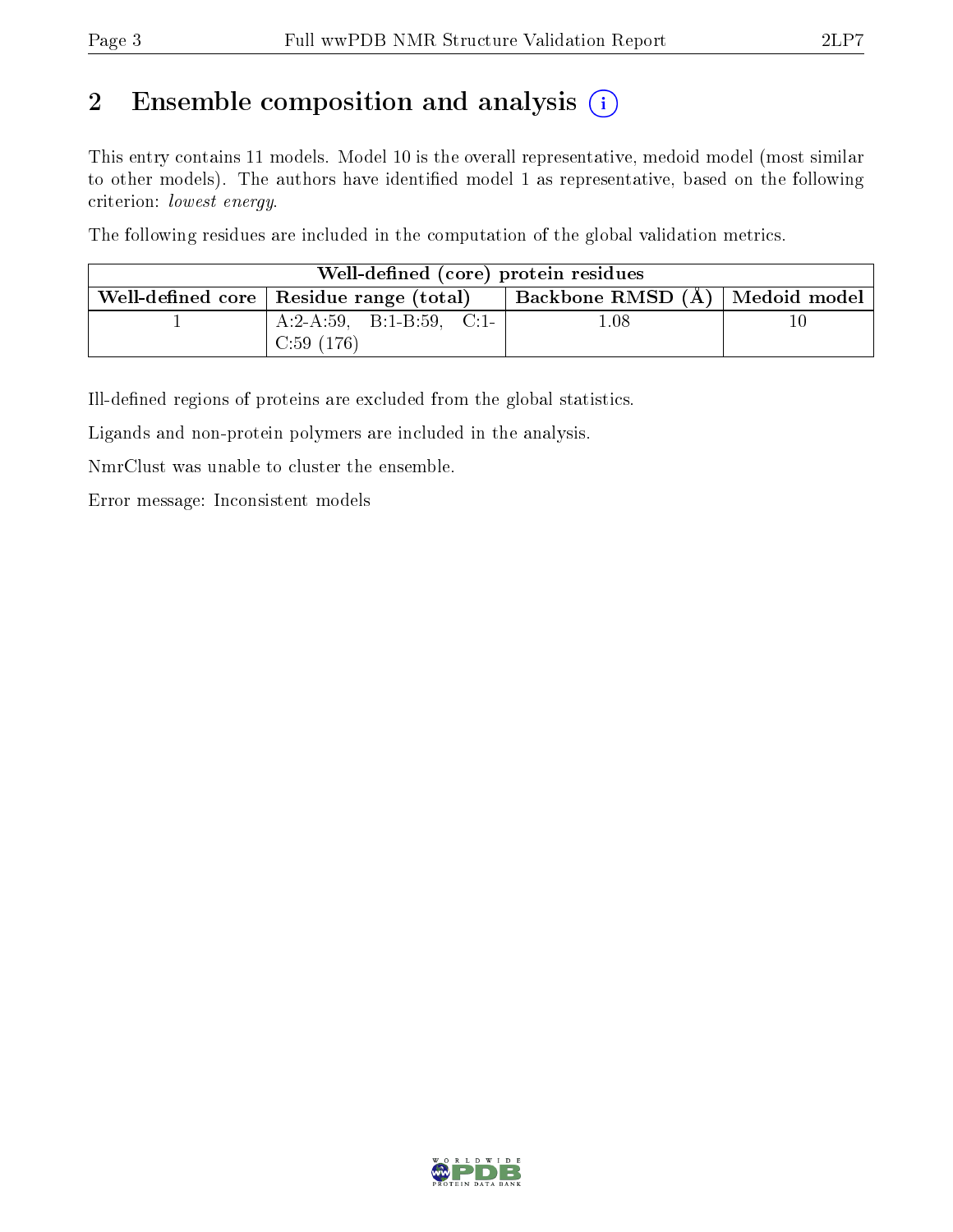## 2 Ensemble composition and analysis

This entry contains 11 models. Model 10 is the overall representative, medoid model (most similar to other models). The authors have identified model 1 as representative, based on the following criterion: *lowest energy*.

The following residues are included in the computation of the global validation metrics.

| Well-defined (core) protein residues | | | |
|---|---|---|---|
| Well-defined core | Residue range (total) | Backbone RMSD (Å) | Medoid model |
| 1 | A:2-A:59, B:1-B:59, C:1-C:59 (176) | 1.08 | 10 |

Ill-defined regions of proteins are excluded from the global statistics.

Ligands and non-protein polymers are included in the analysis.

NmrClust was unable to cluster the ensemble.

Error message: Inconsistent models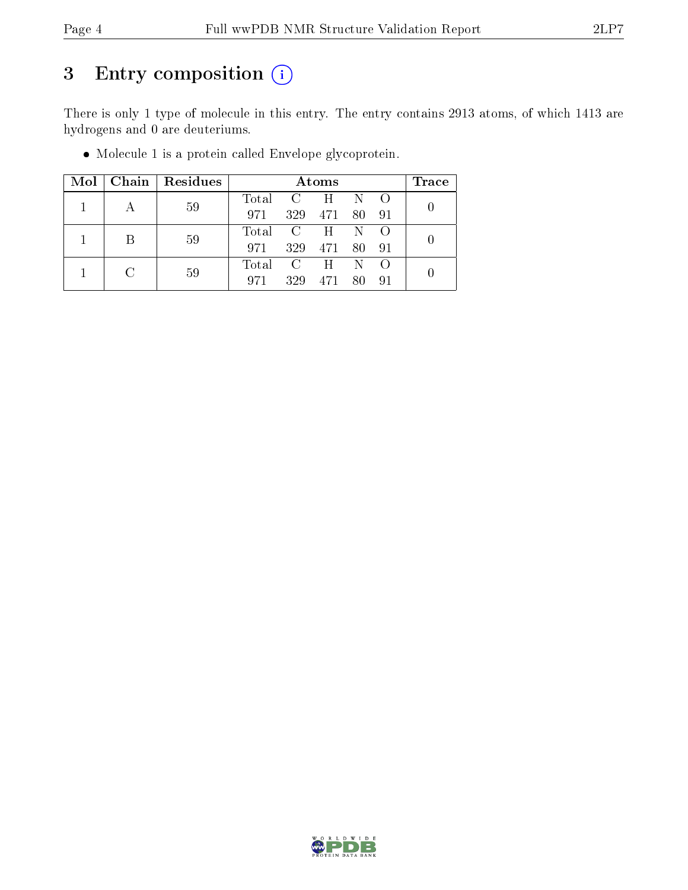# 3 Entry composition (i)

There is only 1 type of molecule in this entry. The entry contains 2913 atoms, of which 1413 are hydrogens and 0 are deuteriums.

- Molecule 1 is a protein called Envelope glycoprotein.

| Mol | Chain | Residues | Atoms | | | | | Trace |
|---|---|---|---|---|---|---|---|---|
| 1 | A | 59 | Total | C | H | N | O | 0 |
| | | | 971 | 329 | 471 | 80 | 91 | |
| 1 | B | 59 | Total | C | H | N | O | 0 |
| | | | 971 | 329 | 471 | 80 | 91 | |
| 1 | C | 59 | Total | C | H | N | O | 0 |
| | | | 971 | 329 | 471 | 80 | 91 | |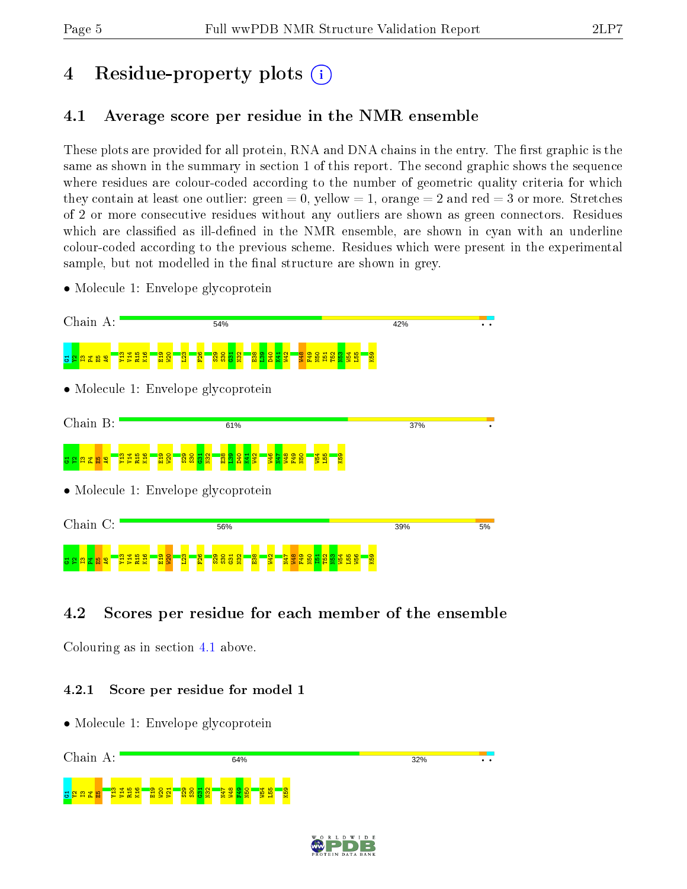# 4 Residue-property plots

## 4.1 Average score per residue in the NMR ensemble

These plots are provided for all protein, RNA and DNA chains in the entry. The first graphic is the same as shown in the summary in section 1 of this report. The second graphic shows the sequence where residues are colour-coded according to the number of geometric quality criteria for which they contain at least one outlier: green = 0, yellow = 1, orange = 2 and red = 3 or more. Stretches of 2 or more consecutive residues without any outliers are shown as green connectors. Residues which are classified as ill-defined in the NMR ensemble, are shown in cyan with an underline colour-coded according to the previous scheme. Residues which were present in the experimental sample, but not modelled in the final structure are shown in grey.

- Molecule 1: Envelope glycoprotein

Chain A: 54% 42% • •

G1 Y2 I3 P4 E5 A6 Y13 V14 R15 K16 E19 W20 L23 F26 S29 S30 G31 N32 E38 L39 D40 K41 W42 W48 F49 N50 I51 T52 N53 W54 L55 K59

- Molecule 1: Envelope glycoprotein

Chain B: 61% 37% •

G1 Y2 I3 P4 E5 A6 Y13 V14 R15 K16 E19 W20 S29 S30 G31 N32 E38 L39 D40 K41 W42 W46 N47 W48 F49 N50 W54 L55 K59

- Molecule 1: Envelope glycoprotein

Chain C: 56% 39% 5%

G1 Y2 I3 P4 E5 A6 Y13 V14 R15 K16 E19 W20 L23 F26 S29 S30 G31 N32 E38 W42 N47 W48 F49 N50 I51 T52 N53 W54 L55 W56 K59

## 4.2 Scores per residue for each member of the ensemble

Colouring as in section 4.1 above.

### 4.2.1 Score per residue for model 1

- Molecule 1: Envelope glycoprotein

Chain A: 64% 32% • •

G1 Y2 I3 P4 E5 Y13 V14 R15 K16 E19 W20 V21 S29 S30 G31 N32 N47 W48 F49 N50 W54 L55 K59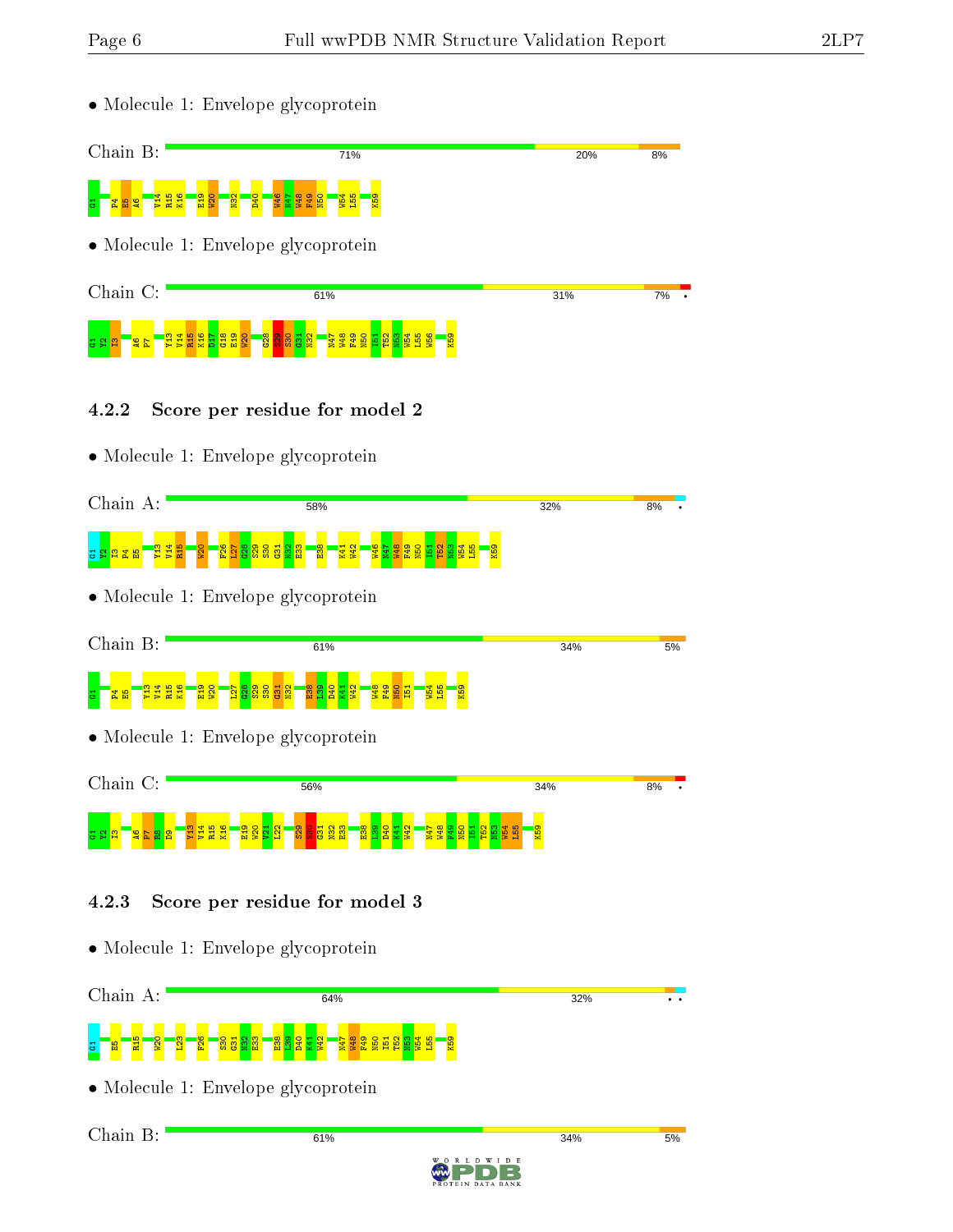- Molecule 1: Envelope glycoprotein

Chain B: 71% | 20% | 8%

G1 P4 E5 A6 V14 R15 K16 E19 W20 N32 D40 W46 N47 W48 F49 N50 W54 L55 K59

- Molecule 1: Envelope glycoprotein

Chain C: 61% | 31% | 7% | •

G1 Y2 I3 A6 P7 Y13 V14 R15 K16 D17 G18 E19 W20 G28 S29 S30 G31 N32 N47 W48 F49 N50 I51 T52 N53 W54 L55 W56 K59

### 4.2.2 Score per residue for model 2

- Molecule 1: Envelope glycoprotein

Chain A: 58% | 32% | 8% | •

G1 Y2 I3 P4 E5 Y13 V14 R15 W20 F26 L27 G28 S29 S30 G31 N32 E33 E38 K41 W42 W46 N47 W48 F49 N50 I51 T52 N53 W54 L55 K59

- Molecule 1: Envelope glycoprotein

Chain B: 61% | 34% | 5%

G1 P4 E5 Y13 V14 R15 K16 E19 W20 L27 G28 S29 S30 G31 N32 E38 L39 D40 K41 W42 W48 F49 N50 I51 W54 L55 K59

- Molecule 1: Envelope glycoprotein

Chain C: 56% | 34% | 8% | •

G1 Y2 I3 A6 P7 R8 D9 Y13 V14 R15 K16 E19 W20 V21 L22 S29 S30 G31 N32 E33 E38 L39 D40 K41 W42 N47 W48 F49 N50 I51 T52 N53 W54 L55 K59

### 4.2.3 Score per residue for model 3

- Molecule 1: Envelope glycoprotein

Chain A: 64% | 32% | • | •

G1 E5 R15 W20 L23 F26 S30 G31 N32 E33 E38 L39 D40 K41 W42 N47 W48 F49 N50 I51 T52 N53 W54 L55 K59

- Molecule 1: Envelope glycoprotein

Chain B: 61% | 34% | 5%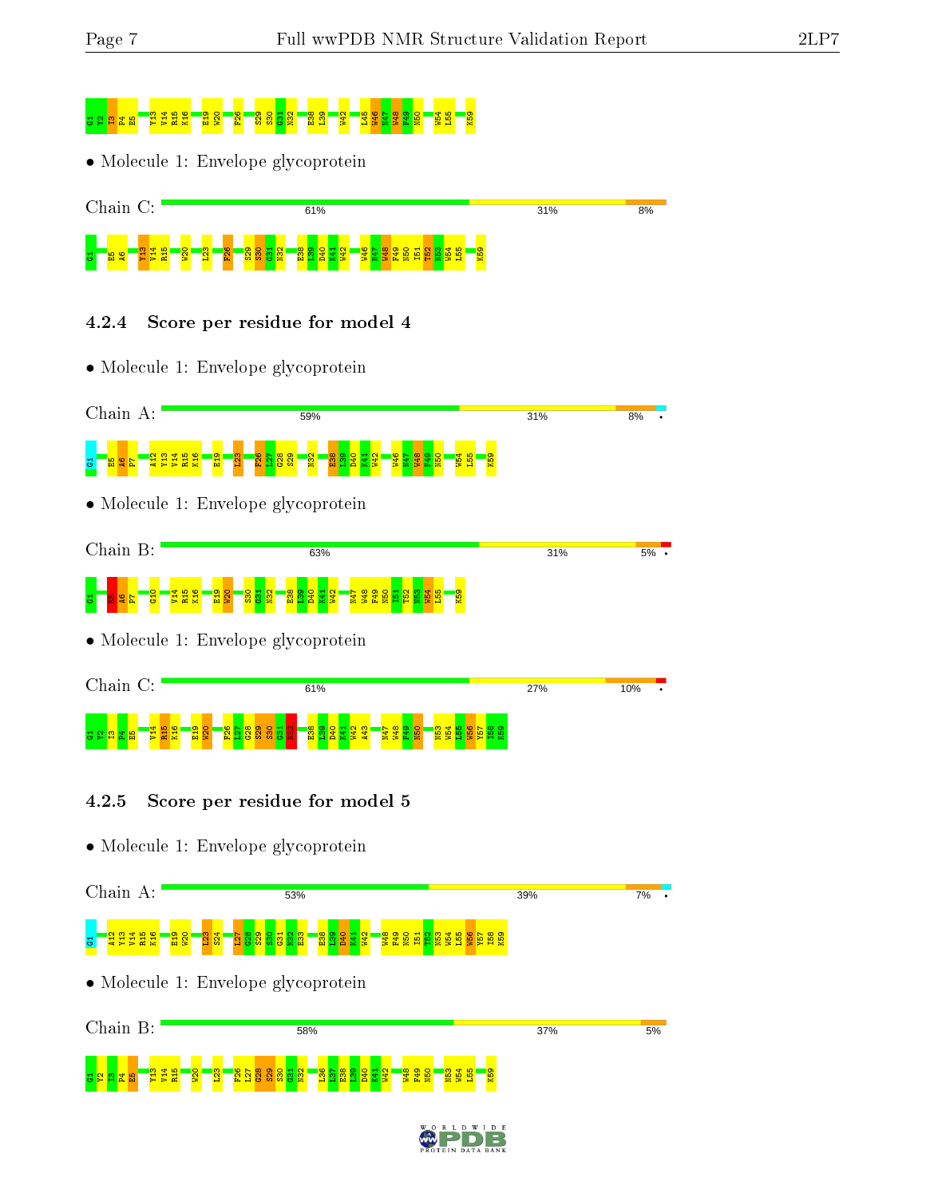G1 Y2 I3 P4 E5 Y13 V14 R15 K16 E19 W20 F26 S29 S30 G31 N32 E38 L39 W42 L45 W46 N47 W48 F49 N50 W54 L55 K59

• Molecule 1: Envelope glycoprotein

Chain C: 61% | 31% | 8%

G1 E5 A6 Y13 V14 R15 W20 L23 F26 S29 S30 G31 N32 E38 L39 D40 K41 W42 W46 N47 W48 F49 N50 I51 T52 N53 W54 L55 K59

### 4.2.4 Score per residue for model 4

• Molecule 1: Envelope glycoprotein

Chain A: 59% | 31% | 8% | •

G1 E5 A6 P7 A12 Y13 V14 R15 K16 E19 L23 F26 L27 G28 S29 N32 E38 L39 D40 K41 W42 W46 N47 W48 F49 N50 W54 L55 K59

• Molecule 1: Envelope glycoprotein

Chain B: 63% | 31% | 5% | •

G1 E5 A6 P7 G10 V14 R15 K16 E19 W20 S30 G31 N32 E38 L39 D40 K41 W42 N47 W48 F49 N50 I51 T52 N53 W54 L55 K59

• Molecule 1: Envelope glycoprotein

Chain C: 61% | 27% | 10% | •

G1 Y2 I3 P4 E5 V14 R15 K16 E19 W20 F26 L27 G28 S29 S30 G31 N32 E38 L39 D40 K41 W42 A43 N47 W48 F49 N50 N53 W54 L55 W56 Y57 I58 K59

### 4.2.5 Score per residue for model 5

• Molecule 1: Envelope glycoprotein

Chain A: 53% | 39% | 7% | •

G1 A12 Y13 V14 R15 K16 E19 W20 L23 S24 L27 G28 S29 S30 G31 N32 E33 E38 L39 D40 K41 W42 W48 F49 N50 I51 T52 N53 W54 L55 W56 I58 K59

• Molecule 1: Envelope glycoprotein

Chain B: 58% | 37% | 5%

G1 Y2 I3 P4 E5 Y13 V14 R15 W20 L23 F26 L27 G28 S29 S30 G31 N32 L36 L37 E38 L39 D40 K41 W42 W48 F49 N50 N53 W54 L55 K59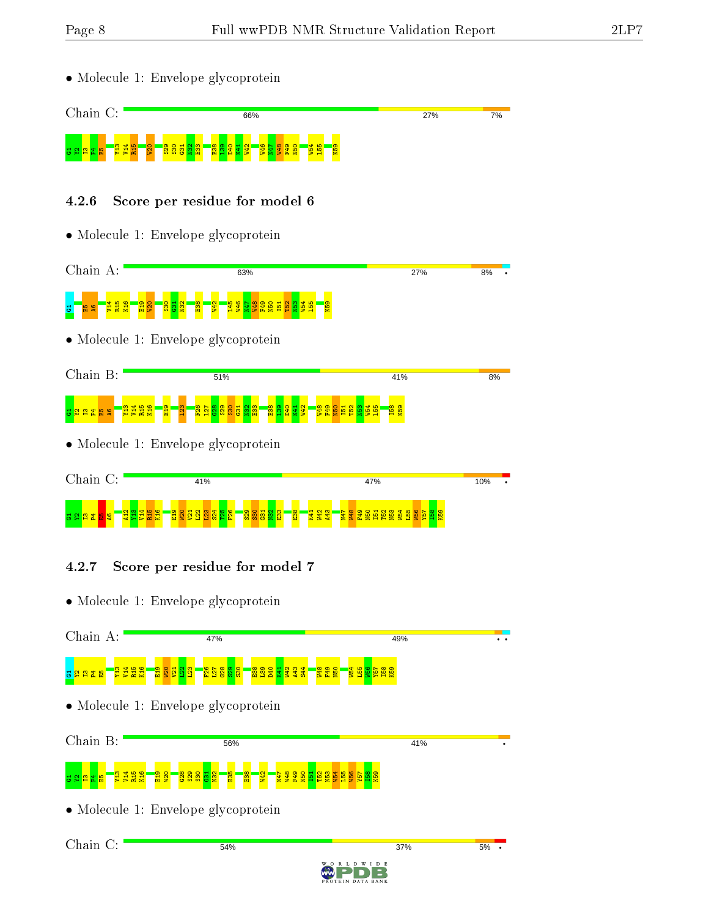- Molecule 1: Envelope glycoprotein

Chain C: 66% | 27% | 7%

G1 V2 I3 P4 E5 V13 V14 R15 W20 S29 S30 G31 N32 E33 E38 L39 D40 K41 W42 W46 N47 W48 F49 N50 W54 L55 K59

### 4.2.6 Score per residue for model 6

- Molecule 1: Envelope glycoprotein

Chain A: 63% | 27% | 8% | •

G1 E5 A6 V14 R15 K16 E19 W20 S30 G31 N32 E38 W42 L45 W46 N47 W48 F49 N50 I51 T52 N53 W54 L55 K59

- Molecule 1: Envelope glycoprotein

Chain B: 51% | 41% | 8%

G1 V2 I3 P4 E5 A6 V13 V14 R15 K16 E19 L23 F26 L27 G28 S29 S30 G31 N32 E33 E38 L39 D40 K41 W42 W48 F49 N50 I51 T52 N53 W54 L55 I58 K59

- Molecule 1: Envelope glycoprotein

Chain C: 41% | 47% | 10% | •

G1 V2 I3 P4 E5 A6 A12 V13 V14 R15 K16 E19 W20 V21 L22 L23 S24 I25 F26 S29 S30 G31 N32 E33 E38 K41 W42 A43 N47 W48 F49 N50 I51 T52 N53 W54 L55 W56 Y57 I58 K59

### 4.2.7 Score per residue for model 7

- Molecule 1: Envelope glycoprotein

Chain A: 47% | 49% | • •

G1 V2 I3 P4 E5 V13 V14 R15 K16 E19 W20 V21 L22 L23 F26 L27 G28 S29 S30 E38 L39 D40 K41 W42 A43 S44 W48 F49 N50 W54 L55 W56 Y57 I58 K59

- Molecule 1: Envelope glycoprotein

Chain B: 56% | 41% | •

G1 V2 I3 P4 E5 V13 V14 R15 K16 E19 W20 G28 S29 S30 G31 N32 E35 E38 W42 N47 W48 F49 N50 I51 T52 N53 W54 L55 W56 Y57 I58 K59

- Molecule 1: Envelope glycoprotein

Chain C: 54% | 37% | 5% | •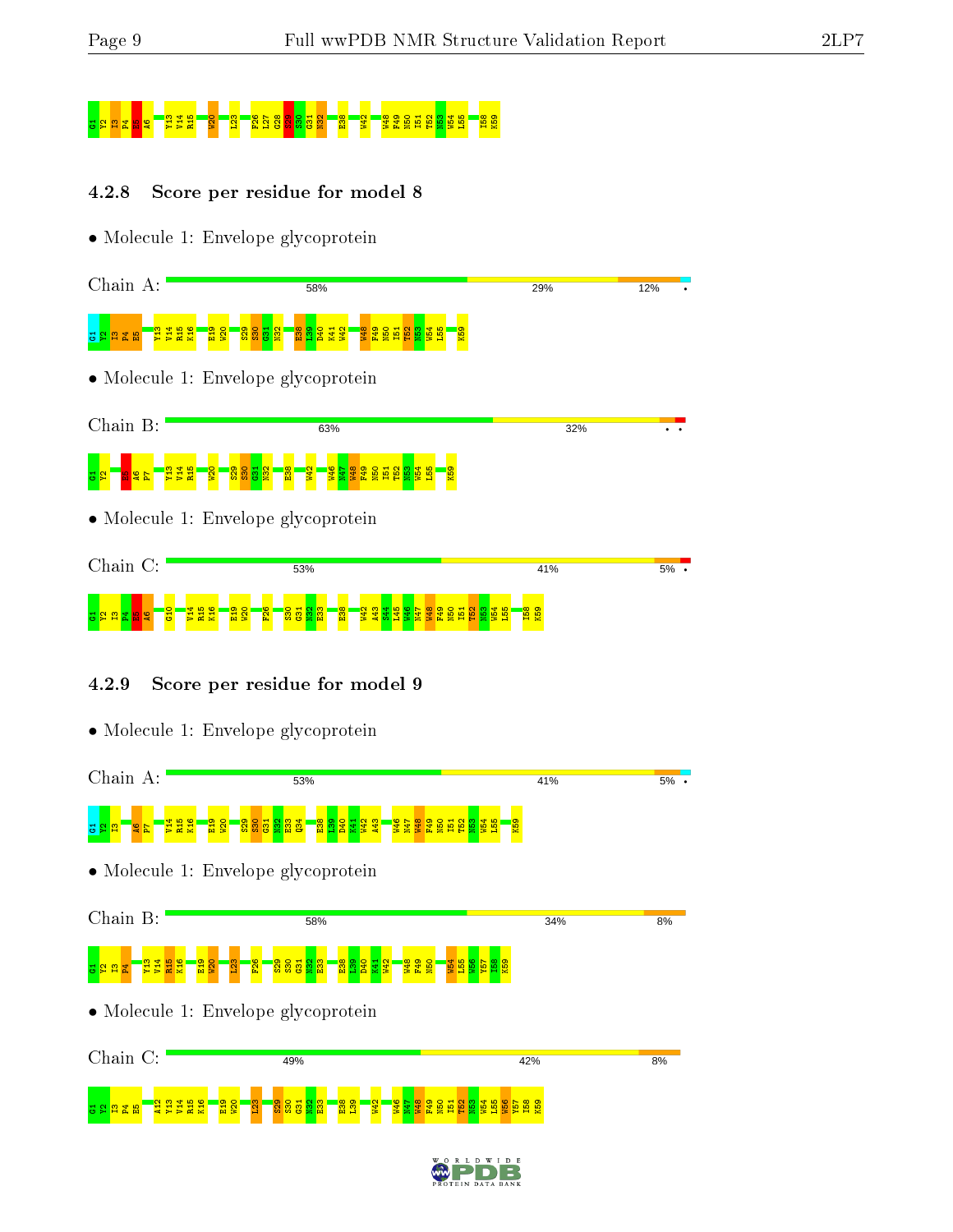G1 Y2 I3 P4 E5 A6 Y13 V14 R15 W20 L23 F26 L27 G28 S29 S30 G31 N32 E38 W42 W48 F49 N50 I51 T52 N53 W54 L55 I58 K59

### 4.2.8 Score per residue for model 8

- Molecule 1: Envelope glycoprotein

Chain A: 58% 29% 12%

G1 Y2 I3 P4 E5 Y13 V14 R15 K16 E19 W20 S29 S30 G31 N32 E38 L39 D40 K41 W42 W48 F49 N50 I51 T52 N53 W54 L55 K59

- Molecule 1: Envelope glycoprotein

Chain B: 63% 32%

G1 Y2 E5 A6 P7 Y13 V14 R15 W20 S29 S30 G31 N32 E38 W42 W46 N47 W48 F49 N50 I51 T52 N53 W54 L55 K59

- Molecule 1: Envelope glycoprotein

Chain C: 53% 41% 5%

G1 Y2 I3 P4 E5 A6 G10 V14 R15 K16 E19 W20 F26 S30 G31 N32 E33 E38 W42 A43 S44 L45 W46 N47 W48 F49 N50 I51 T52 N53 W54 L55 I58 K59

### 4.2.9 Score per residue for model 9

- Molecule 1: Envelope glycoprotein

Chain A: 53% 41% 5%

G1 Y2 I3 A6 P7 V14 R15 K16 E19 W20 S29 S30 G31 N32 E33 Q34 E38 L39 D40 K41 W42 A43 W46 N47 W48 F49 N50 I51 T52 N53 W54 L55 K59

- Molecule 1: Envelope glycoprotein

Chain B: 58% 34% 8%

G1 Y2 I3 P4 Y13 V14 R15 K16 E19 W20 L23 F26 S29 S30 G31 N32 E33 E38 L39 D40 K41 W42 W48 F49 N50 W54 L55 W56 Y57 I58 K59

- Molecule 1: Envelope glycoprotein

Chain C: 49% 42% 8%

G1 Y2 I3 P4 E5 A12 Y13 V14 R15 K16 E19 W20 L23 S29 S30 G31 N32 E33 E38 L39 W42 W46 N47 W48 F49 N50 I51 T52 N53 W54 L55 W56 Y57 I58 K59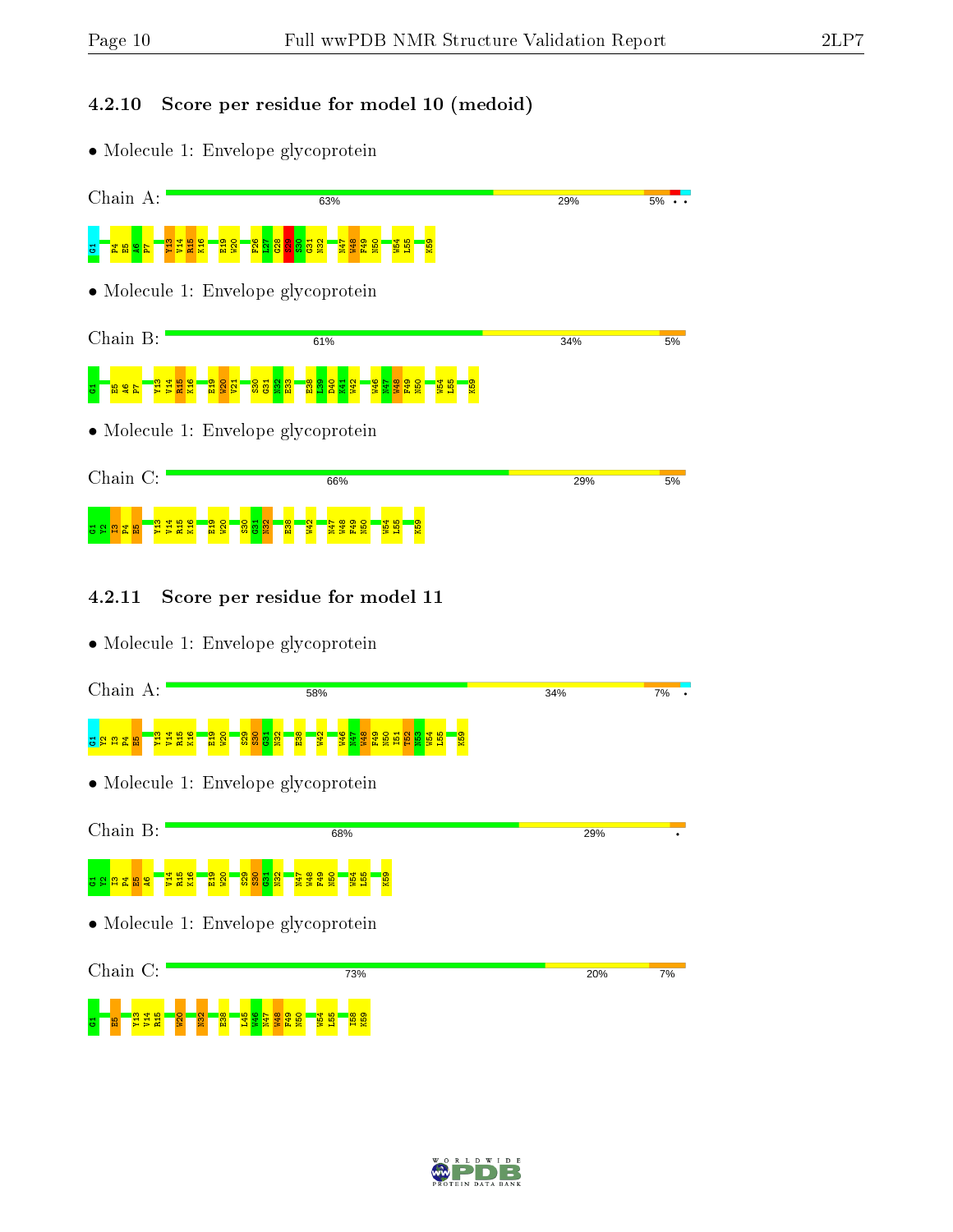### 4.2.10 Score per residue for model 10 (medoid)

- Molecule 1: Envelope glycoprotein

Chain A: 63% | 29% | 5% | • | •

G1 P4 E5 A6 P7 Y13 V14 R15 K16 E19 W20 F26 L27 G28 S29 S30 G31 N32 N47 W48 F49 N50 W54 L55 K59

- Molecule 1: Envelope glycoprotein

Chain B: 61% | 34% | 5%

G1 E5 A6 P7 Y13 V14 R15 K16 E19 W20 V21 S30 G31 N32 E33 E38 L39 D40 K41 W42 W46 N47 W48 F49 N50 W54 L55 K59

- Molecule 1: Envelope glycoprotein

Chain C: 66% | 29% | 5%

G1 V2 I3 P4 E5 Y13 V14 R15 K16 E19 W20 S30 G31 N32 E38 W42 N47 W48 F49 N50 W54 L55 K59

### 4.2.11 Score per residue for model 11

- Molecule 1: Envelope glycoprotein

Chain A: 58% | 34% | 7% | •

G1 V2 I3 P4 E5 Y13 V14 R15 K16 E19 W20 S29 S30 G31 N32 E38 W42 W46 N47 W48 F49 N50 I51 T52 N53 W54 L55 K59

- Molecule 1: Envelope glycoprotein

Chain B: 68% | 29% | •

G1 V2 I3 P4 E5 A6 V14 R15 K16 E19 W20 S29 S30 G31 N32 N47 W48 F49 N50 W54 L55 K59

- Molecule 1: Envelope glycoprotein

Chain C: 73% | 20% | 7%

G1 E5 Y13 V14 R15 W20 N32 E38 L45 W46 N47 W48 F49 N50 W54 L55 I58 K59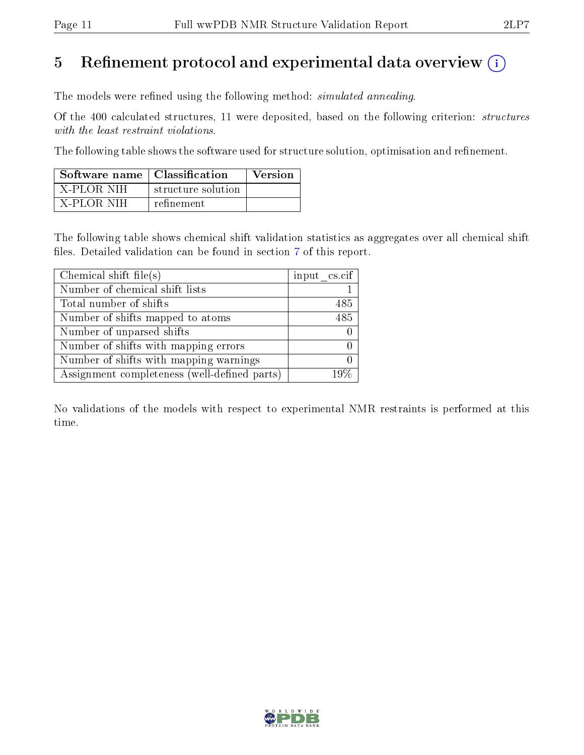# 5 Refinement protocol and experimental data overview (i)

The models were refined using the following method: *simulated annealing*.

Of the 400 calculated structures, 11 were deposited, based on the following criterion: *structures with the least restraint violations*.

The following table shows the software used for structure solution, optimisation and refinement.

| Software name | Classification | Version |
|---|---|---|
| X-PLOR NIH | structure solution | |
| X-PLOR NIH | refinement | |

The following table shows chemical shift validation statistics as aggregates over all chemical shift files. Detailed validation can be found in section 7 of this report.

| Chemical shift file(s) | input_cs.cif |
|---|---|
| Number of chemical shift lists | 1 |
| Total number of shifts | 485 |
| Number of shifts mapped to atoms | 485 |
| Number of unparsed shifts | 0 |
| Number of shifts with mapping errors | 0 |
| Number of shifts with mapping warnings | 0 |
| Assignment completeness (well-defined parts) | 19% |

No validations of the models with respect to experimental NMR restraints is performed at this time.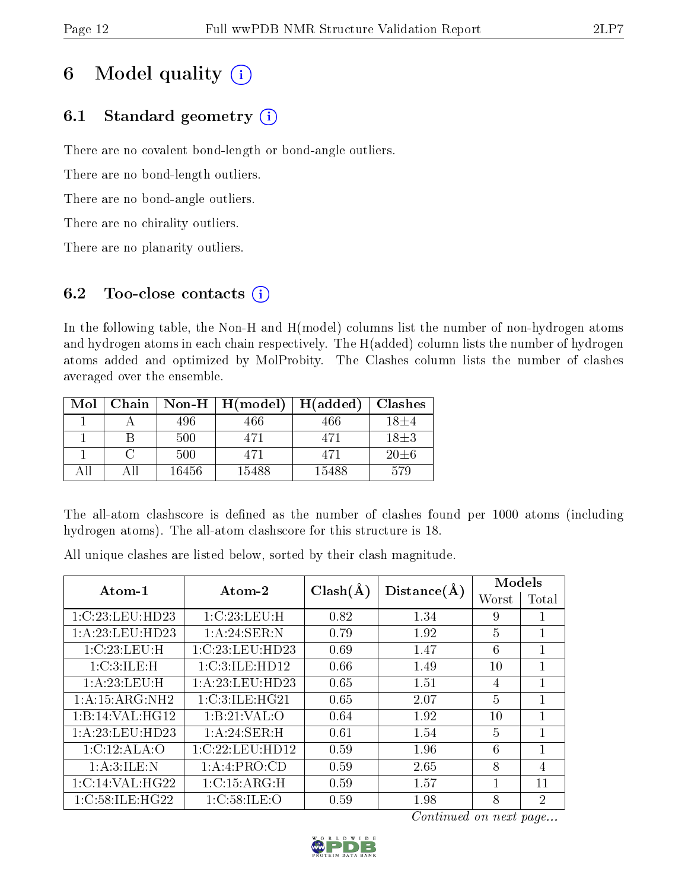# 6 Model quality (i)

## 6.1 Standard geometry (i)

There are no covalent bond-length or bond-angle outliers.

There are no bond-length outliers.

There are no bond-angle outliers.

There are no chirality outliers.

There are no planarity outliers.

## 6.2 Too-close contacts (i)

In the following table, the Non-H and H(model) columns list the number of non-hydrogen atoms and hydrogen atoms in each chain respectively. The H(added) column lists the number of hydrogen atoms added and optimized by MolProbity. The Clashes column lists the number of clashes averaged over the ensemble.

| Mol | Chain | Non-H | H(model) | H(added) | Clashes |
|---|---|---|---|---|---|
| 1 | A | 496 | 466 | 466 | 18±4 |
| 1 | B | 500 | 471 | 471 | 18±3 |
| 1 | C | 500 | 471 | 471 | 20±6 |
| All | All | 16456 | 15488 | 15488 | 579 |

The all-atom clashscore is defined as the number of clashes found per 1000 atoms (including hydrogen atoms). The all-atom clashscore for this structure is 18.

All unique clashes are listed below, sorted by their clash magnitude.

| Atom-1 | Atom-2 | Clash(Å) | Distance(Å) | Models | |
|---|---|---|---|---|---|
| | | | | Worst | Total |
| 1:C:23:LEU:HD23 | 1:C:23:LEU:H | 0.82 | 1.34 | 9 | 1 |
| 1:A:23:LEU:HD23 | 1:A:24:SER:N | 0.79 | 1.92 | 5 | 1 |
| 1:C:23:LEU:H | 1:C:23:LEU:HD23 | 0.69 | 1.47 | 6 | 1 |
| 1:C:3:ILE:H | 1:C:3:ILE:HD12 | 0.66 | 1.49 | 10 | 1 |
| 1:A:23:LEU:H | 1:A:23:LEU:HD23 | 0.65 | 1.51 | 4 | 1 |
| 1:A:15:ARG:NH2 | 1:C:3:ILE:HG21 | 0.65 | 2.07 | 5 | 1 |
| 1:B:14:VAL:HG12 | 1:B:21:VAL:O | 0.64 | 1.92 | 10 | 1 |
| 1:A:23:LEU:HD23 | 1:A:24:SER:H | 0.61 | 1.54 | 5 | 1 |
| 1:C:12:ALA:O | 1:C:22:LEU:HD12 | 0.59 | 1.96 | 6 | 1 |
| 1:A:3:ILE:N | 1:A:4:PRO:CD | 0.59 | 2.65 | 8 | 4 |
| 1:C:14:VAL:HG22 | 1:C:15:ARG:H | 0.59 | 1.57 | 1 | 11 |
| 1:C:58:ILE:HG22 | 1:C:58:ILE:O | 0.59 | 1.98 | 8 | 2 |

*Continued on next page...*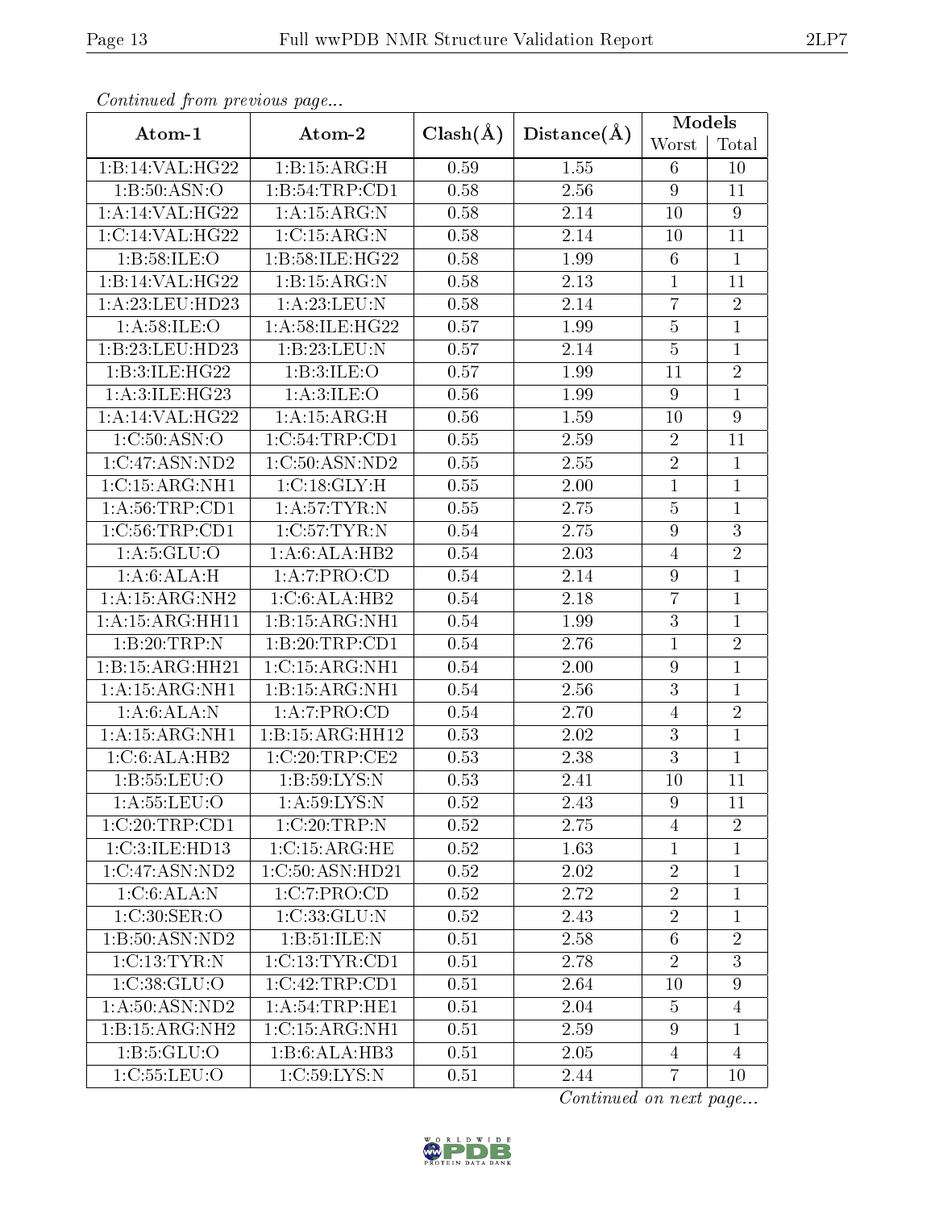*Continued from previous page...*

| Atom-1 | Atom-2 | Clash(Å) | Distance(Å) | Models | |
|---|---|---|---|---|---|
| | | | | Worst | Total |
| 1:B:14:VAL:HG22 | 1:B:15:ARG:H | 0.59 | 1.55 | 6 | 10 |
| 1:B:50:ASN:O | 1:B:54:TRP:CD1 | 0.58 | 2.56 | 9 | 11 |
| 1:A:14:VAL:HG22 | 1:A:15:ARG:N | 0.58 | 2.14 | 10 | 9 |
| 1:C:14:VAL:HG22 | 1:C:15:ARG:N | 0.58 | 2.14 | 10 | 11 |
| 1:B:58:ILE:O | 1:B:58:ILE:HG22 | 0.58 | 1.99 | 6 | 1 |
| 1:B:14:VAL:HG22 | 1:B:15:ARG:N | 0.58 | 2.13 | 1 | 11 |
| 1:A:23:LEU:HD23 | 1:A:23:LEU:N | 0.58 | 2.14 | 7 | 2 |
| 1:A:58:ILE:O | 1:A:58:ILE:HG22 | 0.57 | 1.99 | 5 | 1 |
| 1:B:23:LEU:HD23 | 1:B:23:LEU:N | 0.57 | 2.14 | 5 | 1 |
| 1:B:3:ILE:HG22 | 1:B:3:ILE:O | 0.57 | 1.99 | 11 | 2 |
| 1:A:3:ILE:HG23 | 1:A:3:ILE:O | 0.56 | 1.99 | 9 | 1 |
| 1:A:14:VAL:HG22 | 1:A:15:ARG:H | 0.56 | 1.59 | 10 | 9 |
| 1:C:50:ASN:O | 1:C:54:TRP:CD1 | 0.55 | 2.59 | 2 | 11 |
| 1:C:47:ASN:ND2 | 1:C:50:ASN:ND2 | 0.55 | 2.55 | 2 | 1 |
| 1:C:15:ARG:NH1 | 1:C:18:GLY:H | 0.55 | 2.00 | 1 | 1 |
| 1:A:56:TRP:CD1 | 1:A:57:TYR:N | 0.55 | 2.75 | 5 | 1 |
| 1:C:56:TRP:CD1 | 1:C:57:TYR:N | 0.54 | 2.75 | 9 | 3 |
| 1:A:5:GLU:O | 1:A:6:ALA:HB2 | 0.54 | 2.03 | 4 | 2 |
| 1:A:6:ALA:H | 1:A:7:PRO:CD | 0.54 | 2.14 | 9 | 1 |
| 1:A:15:ARG:NH2 | 1:C:6:ALA:HB2 | 0.54 | 2.18 | 7 | 1 |
| 1:A:15:ARG:HH11 | 1:B:15:ARG:NH1 | 0.54 | 1.99 | 3 | 1 |
| 1:B:20:TRP:N | 1:B:20:TRP:CD1 | 0.54 | 2.76 | 1 | 2 |
| 1:B:15:ARG:HH21 | 1:C:15:ARG:NH1 | 0.54 | 2.00 | 9 | 1 |
| 1:A:15:ARG:NH1 | 1:B:15:ARG:NH1 | 0.54 | 2.56 | 3 | 1 |
| 1:A:6:ALA:N | 1:A:7:PRO:CD | 0.54 | 2.70 | 4 | 2 |
| 1:A:15:ARG:NH1 | 1:B:15:ARG:HH12 | 0.53 | 2.02 | 3 | 1 |
| 1:C:6:ALA:HB2 | 1:C:20:TRP:CE2 | 0.53 | 2.38 | 3 | 1 |
| 1:B:55:LEU:O | 1:B:59:LYS:N | 0.53 | 2.41 | 10 | 11 |
| 1:A:55:LEU:O | 1:A:59:LYS:N | 0.52 | 2.43 | 9 | 11 |
| 1:C:20:TRP:CD1 | 1:C:20:TRP:N | 0.52 | 2.75 | 4 | 2 |
| 1:C:3:ILE:HD13 | 1:C:15:ARG:HE | 0.52 | 1.63 | 1 | 1 |
| 1:C:47:ASN:ND2 | 1:C:50:ASN:HD21 | 0.52 | 2.02 | 2 | 1 |
| 1:C:6:ALA:N | 1:C:7:PRO:CD | 0.52 | 2.72 | 2 | 1 |
| 1:C:30:SER:O | 1:C:33:GLU:N | 0.52 | 2.43 | 2 | 1 |
| 1:B:50:ASN:ND2 | 1:B:51:ILE:N | 0.51 | 2.58 | 6 | 2 |
| 1:C:13:TYR:N | 1:C:13:TYR:CD1 | 0.51 | 2.78 | 2 | 3 |
| 1:C:38:GLU:O | 1:C:42:TRP:CD1 | 0.51 | 2.64 | 10 | 9 |
| 1:A:50:ASN:ND2 | 1:A:54:TRP:HE1 | 0.51 | 2.04 | 5 | 4 |
| 1:B:15:ARG:NH2 | 1:C:15:ARG:NH1 | 0.51 | 2.59 | 9 | 1 |
| 1:B:5:GLU:O | 1:B:6:ALA:HB3 | 0.51 | 2.05 | 4 | 4 |
| 1:C:55:LEU:O | 1:C:59:LYS:N | 0.51 | 2.44 | 7 | 10 |

*Continued on next page...*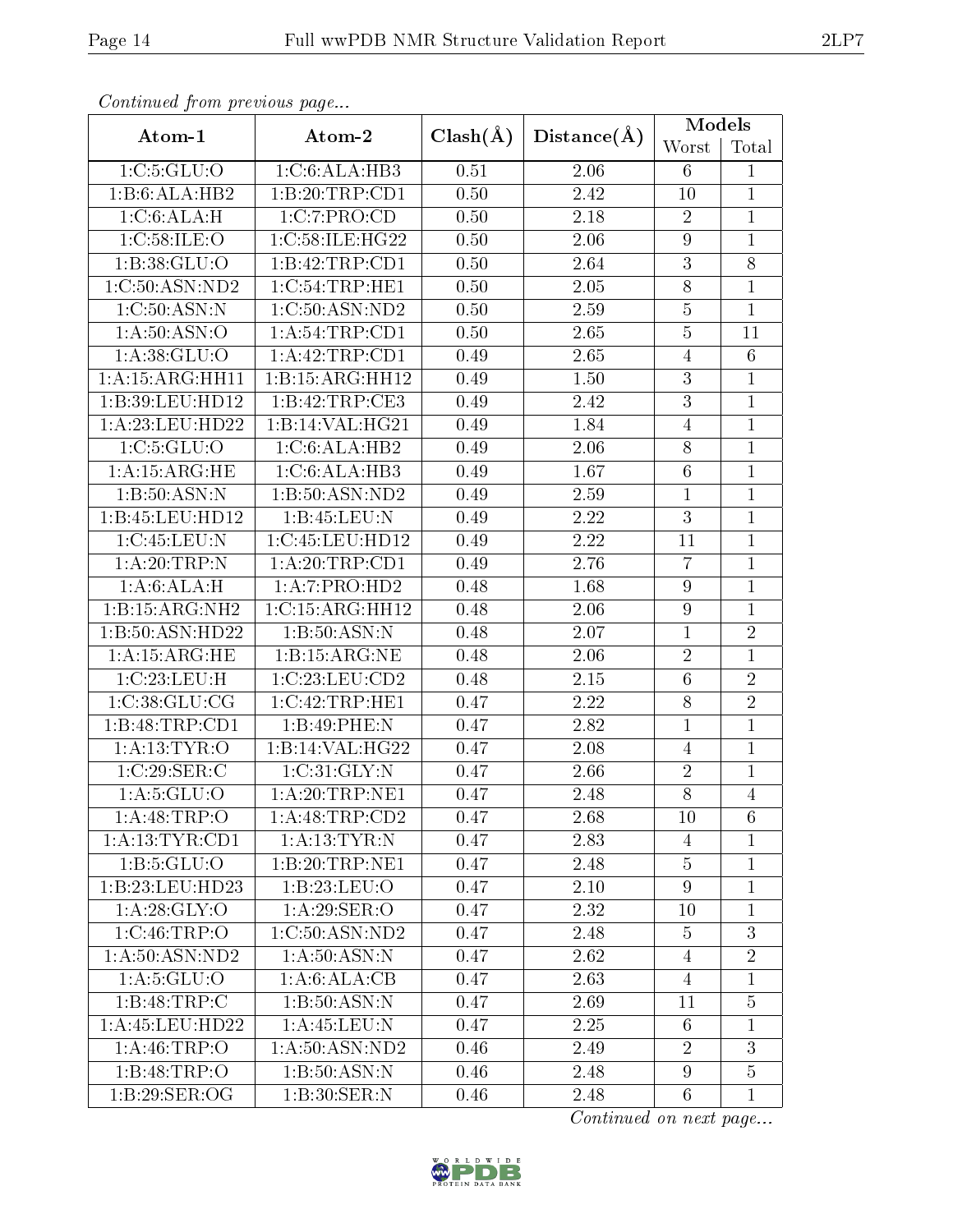*Continued from previous page...*

| Atom-1 | Atom-2 | Clash(Å) | Distance(Å) | Models | |
|---|---|---|---|---|---|
| | | | | Worst | Total |
| 1:C:5:GLU:O | 1:C:6:ALA:HB3 | 0.51 | 2.06 | 6 | 1 |
| 1:B:6:ALA:HB2 | 1:B:20:TRP:CD1 | 0.50 | 2.42 | 10 | 1 |
| 1:C:6:ALA:H | 1:C:7:PRO:CD | 0.50 | 2.18 | 2 | 1 |
| 1:C:58:ILE:O | 1:C:58:ILE:HG22 | 0.50 | 2.06 | 9 | 1 |
| 1:B:38:GLU:O | 1:B:42:TRP:CD1 | 0.50 | 2.64 | 3 | 8 |
| 1:C:50:ASN:ND2 | 1:C:54:TRP:HE1 | 0.50 | 2.05 | 8 | 1 |
| 1:C:50:ASN:N | 1:C:50:ASN:ND2 | 0.50 | 2.59 | 5 | 1 |
| 1:A:50:ASN:O | 1:A:54:TRP:CD1 | 0.50 | 2.65 | 5 | 11 |
| 1:A:38:GLU:O | 1:A:42:TRP:CD1 | 0.49 | 2.65 | 4 | 6 |
| 1:A:15:ARG:HH11 | 1:B:15:ARG:HH12 | 0.49 | 1.50 | 3 | 1 |
| 1:B:39:LEU:HD12 | 1:B:42:TRP:CE3 | 0.49 | 2.42 | 3 | 1 |
| 1:A:23:LEU:HD22 | 1:B:14:VAL:HG21 | 0.49 | 1.84 | 4 | 1 |
| 1:C:5:GLU:O | 1:C:6:ALA:HB2 | 0.49 | 2.06 | 8 | 1 |
| 1:A:15:ARG:HE | 1:C:6:ALA:HB3 | 0.49 | 1.67 | 6 | 1 |
| 1:B:50:ASN:N | 1:B:50:ASN:ND2 | 0.49 | 2.59 | 1 | 1 |
| 1:B:45:LEU:HD12 | 1:B:45:LEU:N | 0.49 | 2.22 | 3 | 1 |
| 1:C:45:LEU:N | 1:C:45:LEU:HD12 | 0.49 | 2.22 | 11 | 1 |
| 1:A:20:TRP:N | 1:A:20:TRP:CD1 | 0.49 | 2.76 | 7 | 1 |
| 1:A:6:ALA:H | 1:A:7:PRO:HD2 | 0.48 | 1.68 | 9 | 1 |
| 1:B:15:ARG:NH2 | 1:C:15:ARG:HH12 | 0.48 | 2.06 | 9 | 1 |
| 1:B:50:ASN:HD22 | 1:B:50:ASN:N | 0.48 | 2.07 | 1 | 2 |
| 1:A:15:ARG:HE | 1:B:15:ARG:NE | 0.48 | 2.06 | 2 | 1 |
| 1:C:23:LEU:H | 1:C:23:LEU:CD2 | 0.48 | 2.15 | 6 | 2 |
| 1:C:38:GLU:CG | 1:C:42:TRP:HE1 | 0.47 | 2.22 | 8 | 2 |
| 1:B:48:TRP:CD1 | 1:B:49:PHE:N | 0.47 | 2.82 | 1 | 1 |
| 1:A:13:TYR:O | 1:B:14:VAL:HG22 | 0.47 | 2.08 | 4 | 1 |
| 1:C:29:SER:C | 1:C:31:GLY:N | 0.47 | 2.66 | 2 | 1 |
| 1:A:5:GLU:O | 1:A:20:TRP:NE1 | 0.47 | 2.48 | 8 | 4 |
| 1:A:48:TRP:O | 1:A:48:TRP:CD2 | 0.47 | 2.68 | 10 | 6 |
| 1:A:13:TYR:CD1 | 1:A:13:TYR:N | 0.47 | 2.83 | 4 | 1 |
| 1:B:5:GLU:O | 1:B:20:TRP:NE1 | 0.47 | 2.48 | 5 | 1 |
| 1:B:23:LEU:HD23 | 1:B:23:LEU:O | 0.47 | 2.10 | 9 | 1 |
| 1:A:28:GLY:O | 1:A:29:SER:O | 0.47 | 2.32 | 10 | 1 |
| 1:C:46:TRP:O | 1:C:50:ASN:ND2 | 0.47 | 2.48 | 5 | 3 |
| 1:A:50:ASN:ND2 | 1:A:50:ASN:N | 0.47 | 2.62 | 4 | 2 |
| 1:A:5:GLU:O | 1:A:6:ALA:CB | 0.47 | 2.63 | 4 | 1 |
| 1:B:48:TRP:C | 1:B:50:ASN:N | 0.47 | 2.69 | 11 | 5 |
| 1:A:45:LEU:HD22 | 1:A:45:LEU:N | 0.47 | 2.25 | 6 | 1 |
| 1:A:46:TRP:O | 1:A:50:ASN:ND2 | 0.46 | 2.49 | 2 | 3 |
| 1:B:48:TRP:O | 1:B:50:ASN:N | 0.46 | 2.48 | 9 | 5 |
| 1:B:29:SER:OG | 1:B:30:SER:N | 0.46 | 2.48 | 6 | 1 |

*Continued on next page...*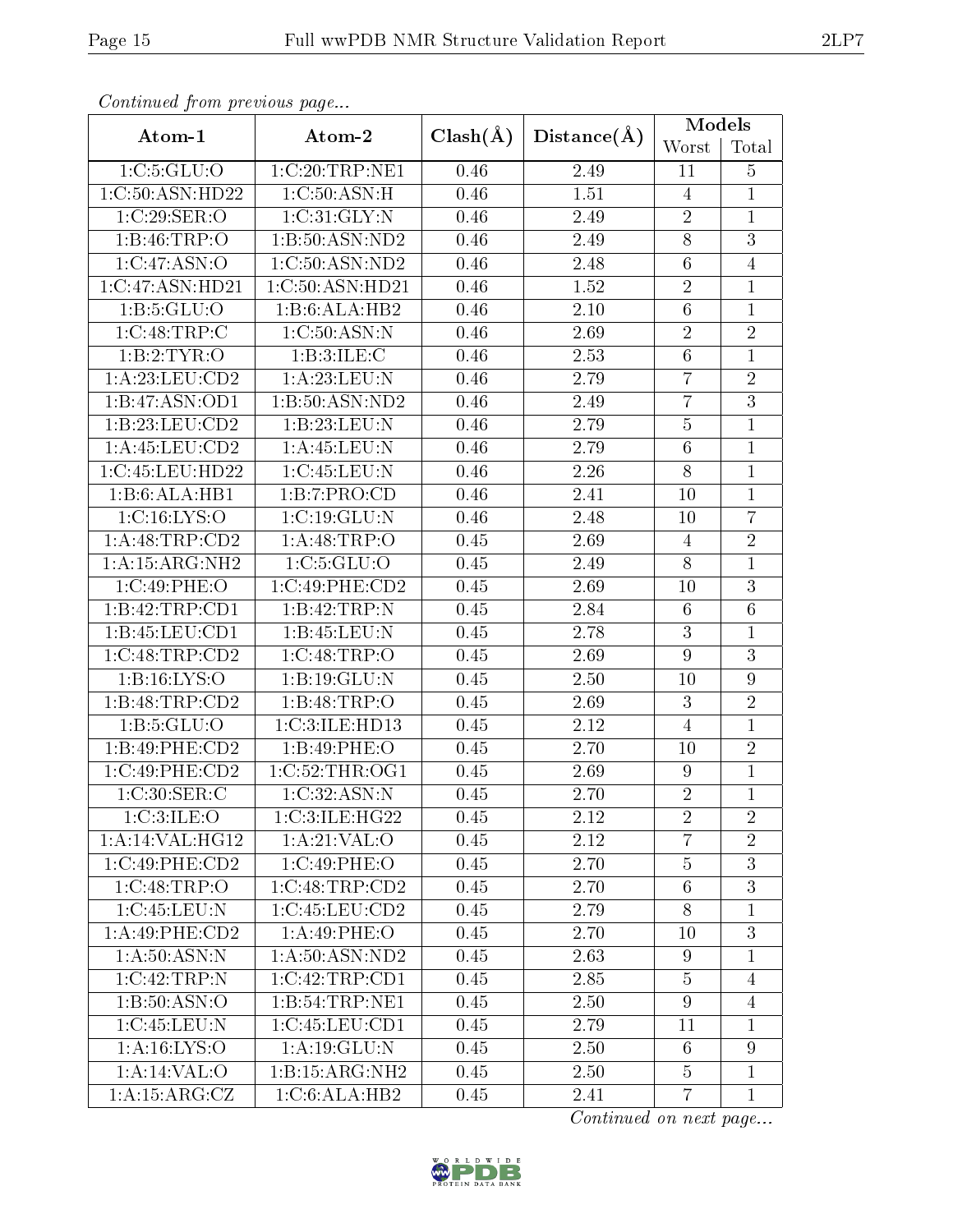*Continued from previous page...*

| Atom-1 | Atom-2 | Clash(Å) | Distance(Å) | Models | |
|---|---|---|---|---|---|
| | | | | Worst | Total |
| 1:C:5:GLU:O | 1:C:20:TRP:NE1 | 0.46 | 2.49 | 11 | 5 |
| 1:C:50:ASN:HD22 | 1:C:50:ASN:H | 0.46 | 1.51 | 4 | 1 |
| 1:C:29:SER:O | 1:C:31:GLY:N | 0.46 | 2.49 | 2 | 1 |
| 1:B:46:TRP:O | 1:B:50:ASN:ND2 | 0.46 | 2.49 | 8 | 3 |
| 1:C:47:ASN:O | 1:C:50:ASN:ND2 | 0.46 | 2.48 | 6 | 4 |
| 1:C:47:ASN:HD21 | 1:C:50:ASN:HD21 | 0.46 | 1.52 | 2 | 1 |
| 1:B:5:GLU:O | 1:B:6:ALA:HB2 | 0.46 | 2.10 | 6 | 1 |
| 1:C:48:TRP:C | 1:C:50:ASN:N | 0.46 | 2.69 | 2 | 2 |
| 1:B:2:TYR:O | 1:B:3:ILE:C | 0.46 | 2.53 | 6 | 1 |
| 1:A:23:LEU:CD2 | 1:A:23:LEU:N | 0.46 | 2.79 | 7 | 2 |
| 1:B:47:ASN:OD1 | 1:B:50:ASN:ND2 | 0.46 | 2.49 | 7 | 3 |
| 1:B:23:LEU:CD2 | 1:B:23:LEU:N | 0.46 | 2.79 | 5 | 1 |
| 1:A:45:LEU:CD2 | 1:A:45:LEU:N | 0.46 | 2.79 | 6 | 1 |
| 1:C:45:LEU:HD22 | 1:C:45:LEU:N | 0.46 | 2.26 | 8 | 1 |
| 1:B:6:ALA:HB1 | 1:B:7:PRO:CD | 0.46 | 2.41 | 10 | 1 |
| 1:C:16:LYS:O | 1:C:19:GLU:N | 0.46 | 2.48 | 10 | 7 |
| 1:A:48:TRP:CD2 | 1:A:48:TRP:O | 0.45 | 2.69 | 4 | 2 |
| 1:A:15:ARG:NH2 | 1:C:5:GLU:O | 0.45 | 2.49 | 8 | 1 |
| 1:C:49:PHE:O | 1:C:49:PHE:CD2 | 0.45 | 2.69 | 10 | 3 |
| 1:B:42:TRP:CD1 | 1:B:42:TRP:N | 0.45 | 2.84 | 6 | 6 |
| 1:B:45:LEU:CD1 | 1:B:45:LEU:N | 0.45 | 2.78 | 3 | 1 |
| 1:C:48:TRP:CD2 | 1:C:48:TRP:O | 0.45 | 2.69 | 9 | 3 |
| 1:B:16:LYS:O | 1:B:19:GLU:N | 0.45 | 2.50 | 10 | 9 |
| 1:B:48:TRP:CD2 | 1:B:48:TRP:O | 0.45 | 2.69 | 3 | 2 |
| 1:B:5:GLU:O | 1:C:3:ILE:HD13 | 0.45 | 2.12 | 4 | 1 |
| 1:B:49:PHE:CD2 | 1:B:49:PHE:O | 0.45 | 2.70 | 10 | 2 |
| 1:C:49:PHE:CD2 | 1:C:52:THR:OG1 | 0.45 | 2.69 | 9 | 1 |
| 1:C:30:SER:C | 1:C:32:ASN:N | 0.45 | 2.70 | 2 | 1 |
| 1:C:3:ILE:O | 1:C:3:ILE:HG22 | 0.45 | 2.12 | 2 | 2 |
| 1:A:14:VAL:HG12 | 1:A:21:VAL:O | 0.45 | 2.12 | 7 | 2 |
| 1:C:49:PHE:CD2 | 1:C:49:PHE:O | 0.45 | 2.70 | 5 | 3 |
| 1:C:48:TRP:O | 1:C:48:TRP:CD2 | 0.45 | 2.70 | 6 | 3 |
| 1:C:45:LEU:N | 1:C:45:LEU:CD2 | 0.45 | 2.79 | 8 | 1 |
| 1:A:49:PHE:CD2 | 1:A:49:PHE:O | 0.45 | 2.70 | 10 | 3 |
| 1:A:50:ASN:N | 1:A:50:ASN:ND2 | 0.45 | 2.63 | 9 | 1 |
| 1:C:42:TRP:N | 1:C:42:TRP:CD1 | 0.45 | 2.85 | 5 | 4 |
| 1:B:50:ASN:O | 1:B:54:TRP:NE1 | 0.45 | 2.50 | 9 | 4 |
| 1:C:45:LEU:N | 1:C:45:LEU:CD1 | 0.45 | 2.79 | 11 | 1 |
| 1:A:16:LYS:O | 1:A:19:GLU:N | 0.45 | 2.50 | 6 | 9 |
| 1:A:14:VAL:O | 1:B:15:ARG:NH2 | 0.45 | 2.50 | 5 | 1 |
| 1:A:15:ARG:CZ | 1:C:6:ALA:HB2 | 0.45 | 2.41 | 7 | 1 |

*Continued on next page...*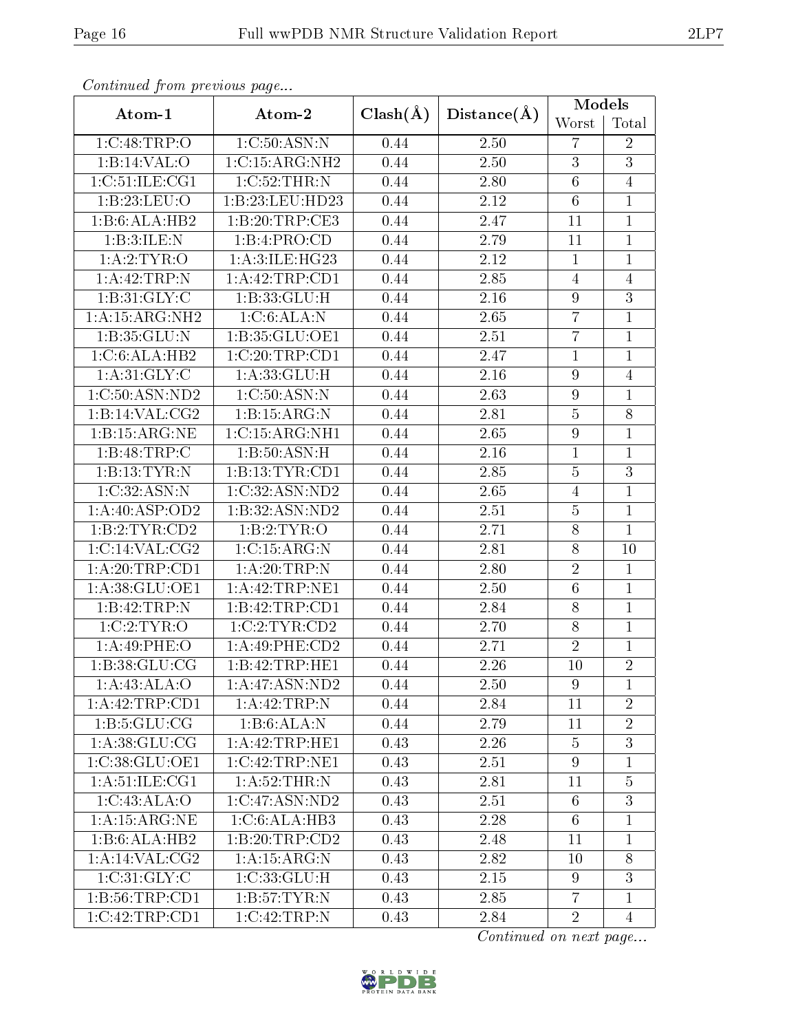*Continued from previous page...*

| Atom-1 | Atom-2 | Clash(Å) | Distance(Å) | Models | |
|---|---|---|---|---|---|
| | | | | Worst | Total |
| 1:C:48:TRP:O | 1:C:50:ASN:N | 0.44 | 2.50 | 7 | 2 |
| 1:B:14:VAL:O | 1:C:15:ARG:NH2 | 0.44 | 2.50 | 3 | 3 |
| 1:C:51:ILE:CG1 | 1:C:52:THR:N | 0.44 | 2.80 | 6 | 4 |
| 1:B:23:LEU:O | 1:B:23:LEU:HD23 | 0.44 | 2.12 | 6 | 1 |
| 1:B:6:ALA:HB2 | 1:B:20:TRP:CE3 | 0.44 | 2.47 | 11 | 1 |
| 1:B:3:ILE:N | 1:B:4:PRO:CD | 0.44 | 2.79 | 11 | 1 |
| 1:A:2:TYR:O | 1:A:3:ILE:HG23 | 0.44 | 2.12 | 1 | 1 |
| 1:A:42:TRP:N | 1:A:42:TRP:CD1 | 0.44 | 2.85 | 4 | 4 |
| 1:B:31:GLY:C | 1:B:33:GLU:H | 0.44 | 2.16 | 9 | 3 |
| 1:A:15:ARG:NH2 | 1:C:6:ALA:N | 0.44 | 2.65 | 7 | 1 |
| 1:B:35:GLU:N | 1:B:35:GLU:OE1 | 0.44 | 2.51 | 7 | 1 |
| 1:C:6:ALA:HB2 | 1:C:20:TRP:CD1 | 0.44 | 2.47 | 1 | 1 |
| 1:A:31:GLY:C | 1:A:33:GLU:H | 0.44 | 2.16 | 9 | 4 |
| 1:C:50:ASN:ND2 | 1:C:50:ASN:N | 0.44 | 2.63 | 9 | 1 |
| 1:B:14:VAL:CG2 | 1:B:15:ARG:N | 0.44 | 2.81 | 5 | 8 |
| 1:B:15:ARG:NE | 1:C:15:ARG:NH1 | 0.44 | 2.65 | 9 | 1 |
| 1:B:48:TRP:C | 1:B:50:ASN:H | 0.44 | 2.16 | 1 | 1 |
| 1:B:13:TYR:N | 1:B:13:TYR:CD1 | 0.44 | 2.85 | 5 | 3 |
| 1:C:32:ASN:N | 1:C:32:ASN:ND2 | 0.44 | 2.65 | 4 | 1 |
| 1:A:40:ASP:OD2 | 1:B:32:ASN:ND2 | 0.44 | 2.51 | 5 | 1 |
| 1:B:2:TYR:CD2 | 1:B:2:TYR:O | 0.44 | 2.71 | 8 | 1 |
| 1:C:14:VAL:CG2 | 1:C:15:ARG:N | 0.44 | 2.81 | 8 | 10 |
| 1:A:20:TRP:CD1 | 1:A:20:TRP:N | 0.44 | 2.80 | 2 | 1 |
| 1:A:38:GLU:OE1 | 1:A:42:TRP:NE1 | 0.44 | 2.50 | 6 | 1 |
| 1:B:42:TRP:N | 1:B:42:TRP:CD1 | 0.44 | 2.84 | 8 | 1 |
| 1:C:2:TYR:O | 1:C:2:TYR:CD2 | 0.44 | 2.70 | 8 | 1 |
| 1:A:49:PHE:O | 1:A:49:PHE:CD2 | 0.44 | 2.71 | 2 | 1 |
| 1:B:38:GLU:CG | 1:B:42:TRP:HE1 | 0.44 | 2.26 | 10 | 2 |
| 1:A:43:ALA:O | 1:A:47:ASN:ND2 | 0.44 | 2.50 | 9 | 1 |
| 1:A:42:TRP:CD1 | 1:A:42:TRP:N | 0.44 | 2.84 | 11 | 2 |
| 1:B:5:GLU:CG | 1:B:6:ALA:N | 0.44 | 2.79 | 11 | 2 |
| 1:A:38:GLU:CG | 1:A:42:TRP:HE1 | 0.43 | 2.26 | 5 | 3 |
| 1:C:38:GLU:OE1 | 1:C:42:TRP:NE1 | 0.43 | 2.51 | 9 | 1 |
| 1:A:51:ILE:CG1 | 1:A:52:THR:N | 0.43 | 2.81 | 11 | 5 |
| 1:C:43:ALA:O | 1:C:47:ASN:ND2 | 0.43 | 2.51 | 6 | 3 |
| 1:A:15:ARG:NE | 1:C:6:ALA:HB3 | 0.43 | 2.28 | 6 | 1 |
| 1:B:6:ALA:HB2 | 1:B:20:TRP:CD2 | 0.43 | 2.48 | 11 | 1 |
| 1:A:14:VAL:CG2 | 1:A:15:ARG:N | 0.43 | 2.82 | 10 | 8 |
| 1:C:31:GLY:C | 1:C:33:GLU:H | 0.43 | 2.15 | 9 | 3 |
| 1:B:56:TRP:CD1 | 1:B:57:TYR:N | 0.43 | 2.85 | 7 | 1 |
| 1:C:42:TRP:CD1 | 1:C:42:TRP:N | 0.43 | 2.84 | 2 | 4 |

*Continued on next page...*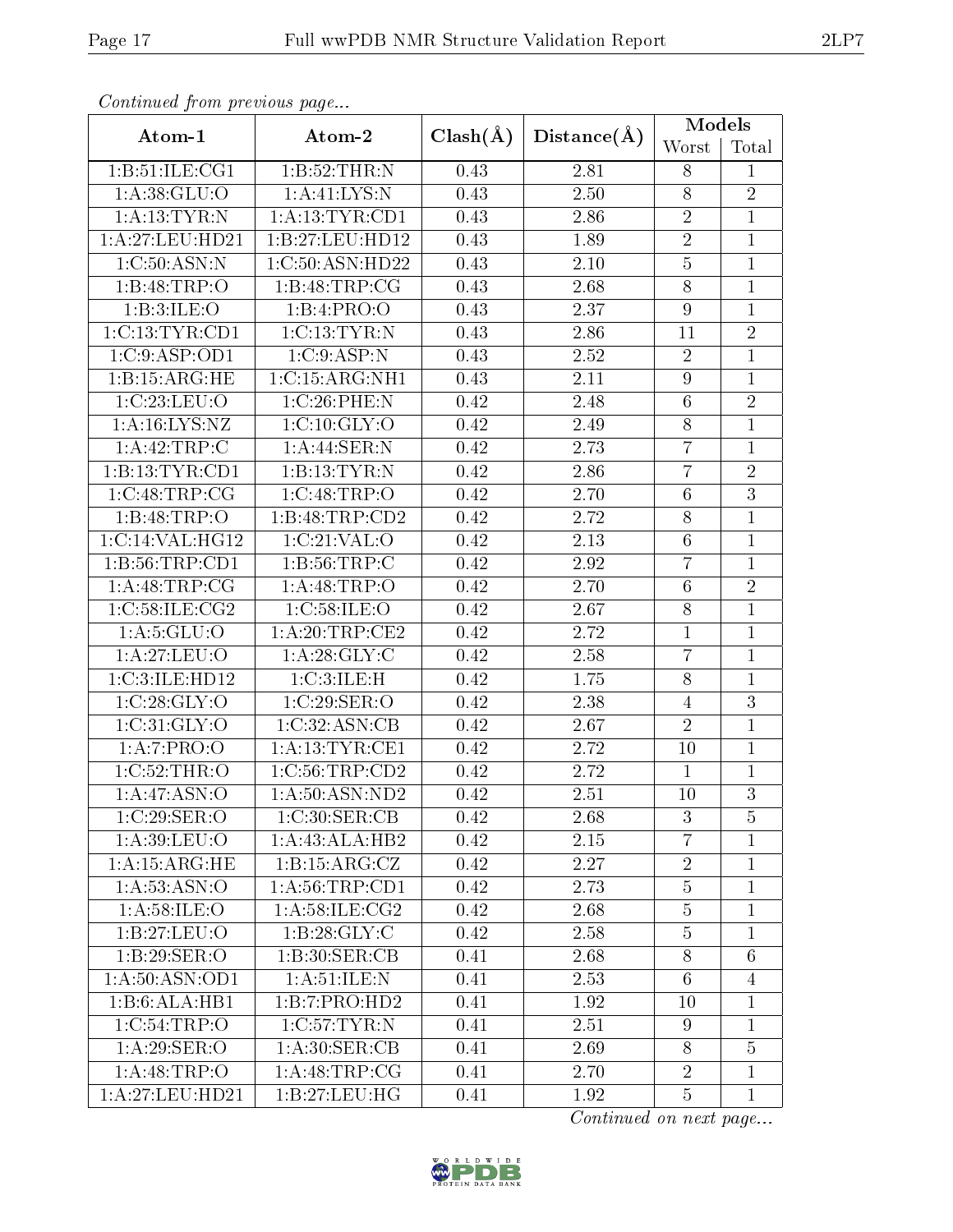*Continued from previous page...*

| Atom-1 | Atom-2 | Clash(Å) | Distance(Å) | Models | |
|---|---|---|---|---|---|
| | | | | Worst | Total |
| 1:B:51:ILE:CG1 | 1:B:52:THR:N | 0.43 | 2.81 | 8 | 1 |
| 1:A:38:GLU:O | 1:A:41:LYS:N | 0.43 | 2.50 | 8 | 2 |
| 1:A:13:TYR:N | 1:A:13:TYR:CD1 | 0.43 | 2.86 | 2 | 1 |
| 1:A:27:LEU:HD21 | 1:B:27:LEU:HD12 | 0.43 | 1.89 | 2 | 1 |
| 1:C:50:ASN:N | 1:C:50:ASN:HD22 | 0.43 | 2.10 | 5 | 1 |
| 1:B:48:TRP:O | 1:B:48:TRP:CG | 0.43 | 2.68 | 8 | 1 |
| 1:B:3:ILE:O | 1:B:4:PRO:O | 0.43 | 2.37 | 9 | 1 |
| 1:C:13:TYR:CD1 | 1:C:13:TYR:N | 0.43 | 2.86 | 11 | 2 |
| 1:C:9:ASP:OD1 | 1:C:9:ASP:N | 0.43 | 2.52 | 2 | 1 |
| 1:B:15:ARG:HE | 1:C:15:ARG:NH1 | 0.43 | 2.11 | 9 | 1 |
| 1:C:23:LEU:O | 1:C:26:PHE:N | 0.42 | 2.48 | 6 | 2 |
| 1:A:16:LYS:NZ | 1:C:10:GLY:O | 0.42 | 2.49 | 8 | 1 |
| 1:A:42:TRP:C | 1:A:44:SER:N | 0.42 | 2.73 | 7 | 1 |
| 1:B:13:TYR:CD1 | 1:B:13:TYR:N | 0.42 | 2.86 | 7 | 2 |
| 1:C:48:TRP:CG | 1:C:48:TRP:O | 0.42 | 2.70 | 6 | 3 |
| 1:B:48:TRP:O | 1:B:48:TRP:CD2 | 0.42 | 2.72 | 8 | 1 |
| 1:C:14:VAL:HG12 | 1:C:21:VAL:O | 0.42 | 2.13 | 6 | 1 |
| 1:B:56:TRP:CD1 | 1:B:56:TRP:C | 0.42 | 2.92 | 7 | 1 |
| 1:A:48:TRP:CG | 1:A:48:TRP:O | 0.42 | 2.70 | 6 | 2 |
| 1:C:58:ILE:CG2 | 1:C:58:ILE:O | 0.42 | 2.67 | 8 | 1 |
| 1:A:5:GLU:O | 1:A:20:TRP:CE2 | 0.42 | 2.72 | 1 | 1 |
| 1:A:27:LEU:O | 1:A:28:GLY:C | 0.42 | 2.58 | 7 | 1 |
| 1:C:3:ILE:HD12 | 1:C:3:ILE:H | 0.42 | 1.75 | 8 | 1 |
| 1:C:28:GLY:O | 1:C:29:SER:O | 0.42 | 2.38 | 4 | 3 |
| 1:C:31:GLY:O | 1:C:32:ASN:CB | 0.42 | 2.67 | 2 | 1 |
| 1:A:7:PRO:O | 1:A:13:TYR:CE1 | 0.42 | 2.72 | 10 | 1 |
| 1:C:52:THR:O | 1:C:56:TRP:CD2 | 0.42 | 2.72 | 1 | 1 |
| 1:A:47:ASN:O | 1:A:50:ASN:ND2 | 0.42 | 2.51 | 10 | 3 |
| 1:C:29:SER:O | 1:C:30:SER:CB | 0.42 | 2.68 | 3 | 5 |
| 1:A:39:LEU:O | 1:A:43:ALA:HB2 | 0.42 | 2.15 | 7 | 1 |
| 1:A:15:ARG:HE | 1:B:15:ARG:CZ | 0.42 | 2.27 | 2 | 1 |
| 1:A:53:ASN:O | 1:A:56:TRP:CD1 | 0.42 | 2.73 | 5 | 1 |
| 1:A:58:ILE:O | 1:A:58:ILE:CG2 | 0.42 | 2.68 | 5 | 1 |
| 1:B:27:LEU:O | 1:B:28:GLY:C | 0.42 | 2.58 | 5 | 1 |
| 1:B:29:SER:O | 1:B:30:SER:CB | 0.41 | 2.68 | 8 | 6 |
| 1:A:50:ASN:OD1 | 1:A:51:ILE:N | 0.41 | 2.53 | 6 | 4 |
| 1:B:6:ALA:HB1 | 1:B:7:PRO:HD2 | 0.41 | 1.92 | 10 | 1 |
| 1:C:54:TRP:O | 1:C:57:TYR:N | 0.41 | 2.51 | 9 | 1 |
| 1:A:29:SER:O | 1:A:30:SER:CB | 0.41 | 2.69 | 8 | 5 |
| 1:A:48:TRP:O | 1:A:48:TRP:CG | 0.41 | 2.70 | 2 | 1 |
| 1:A:27:LEU:HD21 | 1:B:27:LEU:HG | 0.41 | 1.92 | 5 | 1 |

*Continued on next page...*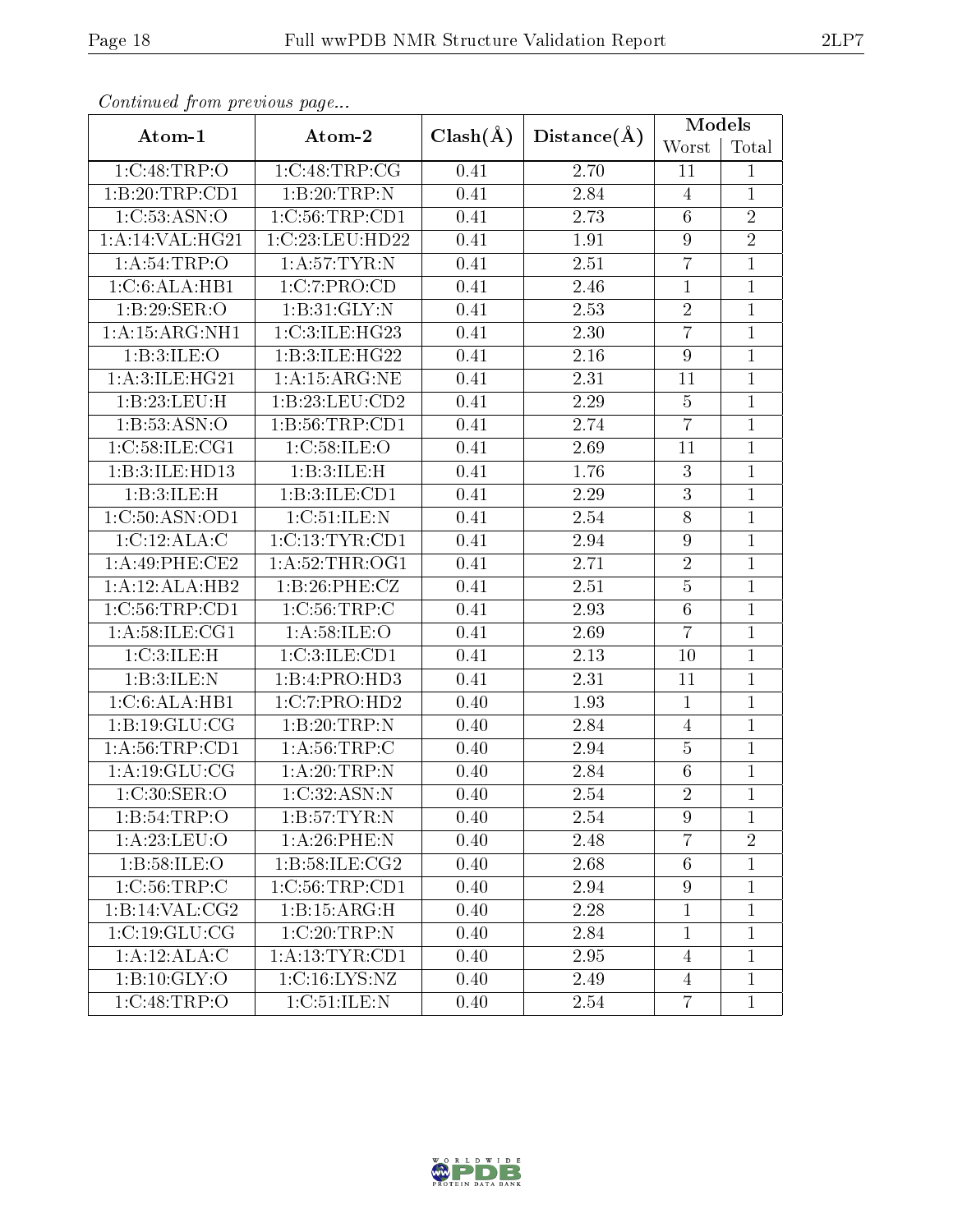*Continued from previous page...*

| Atom-1 | Atom-2 | Clash(Å) | Distance(Å) | Models | |
|---|---|---|---|---|---|
| | | | | Worst | Total |
| 1:C:48:TRP:O | 1:C:48:TRP:CG | 0.41 | 2.70 | 11 | 1 |
| 1:B:20:TRP:CD1 | 1:B:20:TRP:N | 0.41 | 2.84 | 4 | 1 |
| 1:C:53:ASN:O | 1:C:56:TRP:CD1 | 0.41 | 2.73 | 6 | 2 |
| 1:A:14:VAL:HG21 | 1:C:23:LEU:HD22 | 0.41 | 1.91 | 9 | 2 |
| 1:A:54:TRP:O | 1:A:57:TYR:N | 0.41 | 2.51 | 7 | 1 |
| 1:C:6:ALA:HB1 | 1:C:7:PRO:CD | 0.41 | 2.46 | 1 | 1 |
| 1:B:29:SER:O | 1:B:31:GLY:N | 0.41 | 2.53 | 2 | 1 |
| 1:A:15:ARG:NH1 | 1:C:3:ILE:HG23 | 0.41 | 2.30 | 7 | 1 |
| 1:B:3:ILE:O | 1:B:3:ILE:HG22 | 0.41 | 2.16 | 9 | 1 |
| 1:A:3:ILE:HG21 | 1:A:15:ARG:NE | 0.41 | 2.31 | 11 | 1 |
| 1:B:23:LEU:H | 1:B:23:LEU:CD2 | 0.41 | 2.29 | 5 | 1 |
| 1:B:53:ASN:O | 1:B:56:TRP:CD1 | 0.41 | 2.74 | 7 | 1 |
| 1:C:58:ILE:CG1 | 1:C:58:ILE:O | 0.41 | 2.69 | 11 | 1 |
| 1:B:3:ILE:HD13 | 1:B:3:ILE:H | 0.41 | 1.76 | 3 | 1 |
| 1:B:3:ILE:H | 1:B:3:ILE:CD1 | 0.41 | 2.29 | 3 | 1 |
| 1:C:50:ASN:OD1 | 1:C:51:ILE:N | 0.41 | 2.54 | 8 | 1 |
| 1:C:12:ALA:C | 1:C:13:TYR:CD1 | 0.41 | 2.94 | 9 | 1 |
| 1:A:49:PHE:CE2 | 1:A:52:THR:OG1 | 0.41 | 2.71 | 2 | 1 |
| 1:A:12:ALA:HB2 | 1:B:26:PHE:CZ | 0.41 | 2.51 | 5 | 1 |
| 1:C:56:TRP:CD1 | 1:C:56:TRP:C | 0.41 | 2.93 | 6 | 1 |
| 1:A:58:ILE:CG1 | 1:A:58:ILE:O | 0.41 | 2.69 | 7 | 1 |
| 1:C:3:ILE:H | 1:C:3:ILE:CD1 | 0.41 | 2.13 | 10 | 1 |
| 1:B:3:ILE:N | 1:B:4:PRO:HD3 | 0.41 | 2.31 | 11 | 1 |
| 1:C:6:ALA:HB1 | 1:C:7:PRO:HD2 | 0.40 | 1.93 | 1 | 1 |
| 1:B:19:GLU:CG | 1:B:20:TRP:N | 0.40 | 2.84 | 4 | 1 |
| 1:A:56:TRP:CD1 | 1:A:56:TRP:C | 0.40 | 2.94 | 5 | 1 |
| 1:A:19:GLU:CG | 1:A:20:TRP:N | 0.40 | 2.84 | 6 | 1 |
| 1:C:30:SER:O | 1:C:32:ASN:N | 0.40 | 2.54 | 2 | 1 |
| 1:B:54:TRP:O | 1:B:57:TYR:N | 0.40 | 2.54 | 9 | 1 |
| 1:A:23:LEU:O | 1:A:26:PHE:N | 0.40 | 2.48 | 7 | 2 |
| 1:B:58:ILE:O | 1:B:58:ILE:CG2 | 0.40 | 2.68 | 6 | 1 |
| 1:C:56:TRP:C | 1:C:56:TRP:CD1 | 0.40 | 2.94 | 9 | 1 |
| 1:B:14:VAL:CG2 | 1:B:15:ARG:H | 0.40 | 2.28 | 1 | 1 |
| 1:C:19:GLU:CG | 1:C:20:TRP:N | 0.40 | 2.84 | 1 | 1 |
| 1:A:12:ALA:C | 1:A:13:TYR:CD1 | 0.40 | 2.95 | 4 | 1 |
| 1:B:10:GLY:O | 1:C:16:LYS:NZ | 0.40 | 2.49 | 4 | 1 |
| 1:C:48:TRP:O | 1:C:51:ILE:N | 0.40 | 2.54 | 7 | 1 |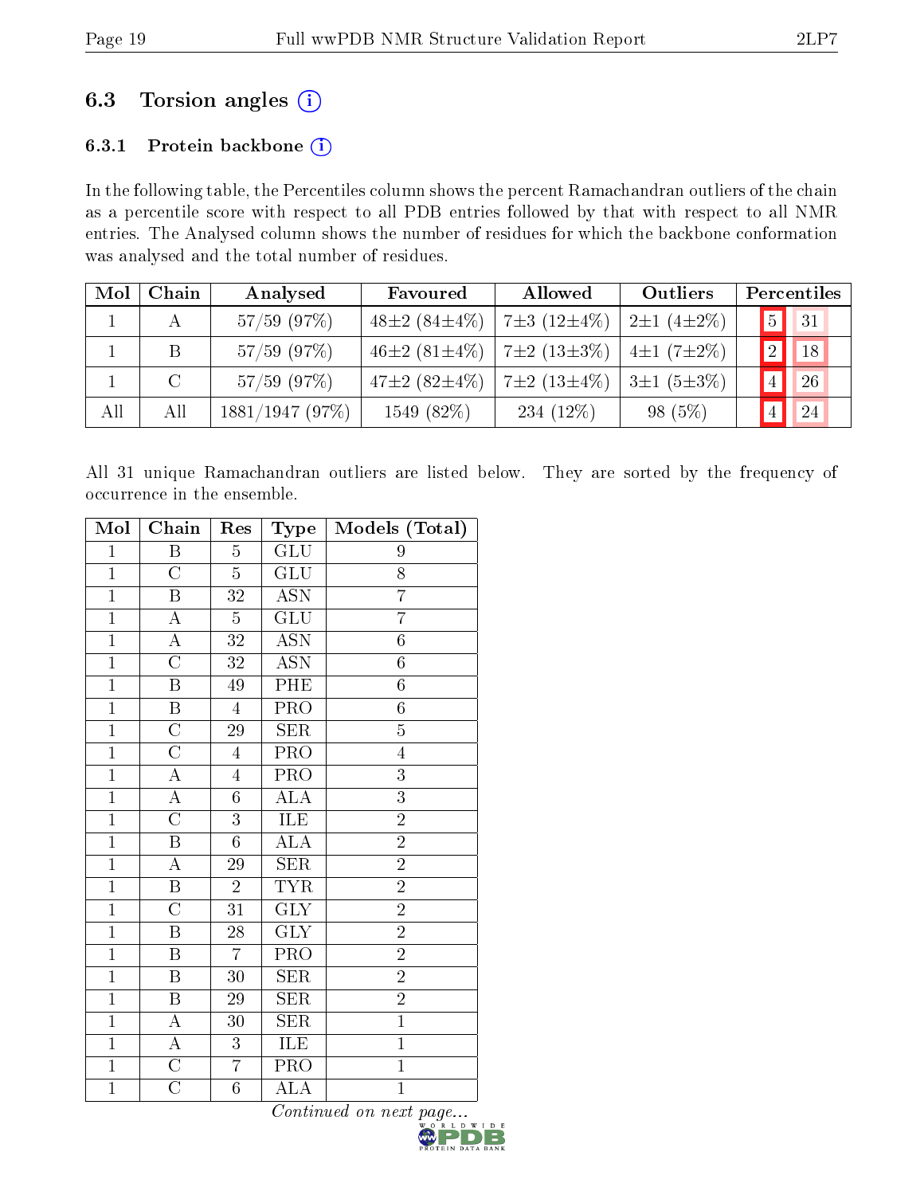## 6.3 Torsion angles (i)

### 6.3.1 Protein backbone (i)

In the following table, the Percentiles column shows the percent Ramachandran outliers of the chain as a percentile score with respect to all PDB entries followed by that with respect to all NMR entries. The Analysed column shows the number of residues for which the backbone conformation was analysed and the total number of residues.

| Mol | Chain | Analysed | Favoured | Allowed | Outliers | Percentiles | |
|---|---|---|---|---|---|---|---|
| 1 | A | 57/59 (97%) | 48±2 (84±4%) | 7±3 (12±4%) | 2±1 (4±2%) | 5 | 31 |
| 1 | B | 57/59 (97%) | 46±2 (81±4%) | 7±2 (13±3%) | 4±1 (7±2%) | 2 | 18 |
| 1 | C | 57/59 (97%) | 47±2 (82±4%) | 7±2 (13±4%) | 3±1 (5±3%) | 4 | 26 |
| All | All | 1881/1947 (97%) | 1549 (82%) | 234 (12%) | 98 (5%) | 4 | 24 |

All 31 unique Ramachandran outliers are listed below. They are sorted by the frequency of occurrence in the ensemble.

| Mol | Chain | Res | Type | Models (Total) |
|---|---|---|---|---|
| 1 | B | 5 | GLU | 9 |
| 1 | C | 5 | GLU | 8 |
| 1 | B | 32 | ASN | 7 |
| 1 | A | 5 | GLU | 7 |
| 1 | A | 32 | ASN | 6 |
| 1 | C | 32 | ASN | 6 |
| 1 | B | 49 | PHE | 6 |
| 1 | B | 4 | PRO | 6 |
| 1 | C | 29 | SER | 5 |
| 1 | C | 4 | PRO | 4 |
| 1 | A | 4 | PRO | 3 |
| 1 | A | 6 | ALA | 3 |
| 1 | C | 3 | ILE | 2 |
| 1 | B | 6 | ALA | 2 |
| 1 | A | 29 | SER | 2 |
| 1 | B | 2 | TYR | 2 |
| 1 | C | 31 | GLY | 2 |
| 1 | B | 28 | GLY | 2 |
| 1 | B | 7 | PRO | 2 |
| 1 | B | 30 | SER | 2 |
| 1 | B | 29 | SER | 2 |
| 1 | A | 30 | SER | 1 |
| 1 | A | 3 | ILE | 1 |
| 1 | C | 7 | PRO | 1 |
| 1 | C | 6 | ALA | 1 |

*Continued on next page...*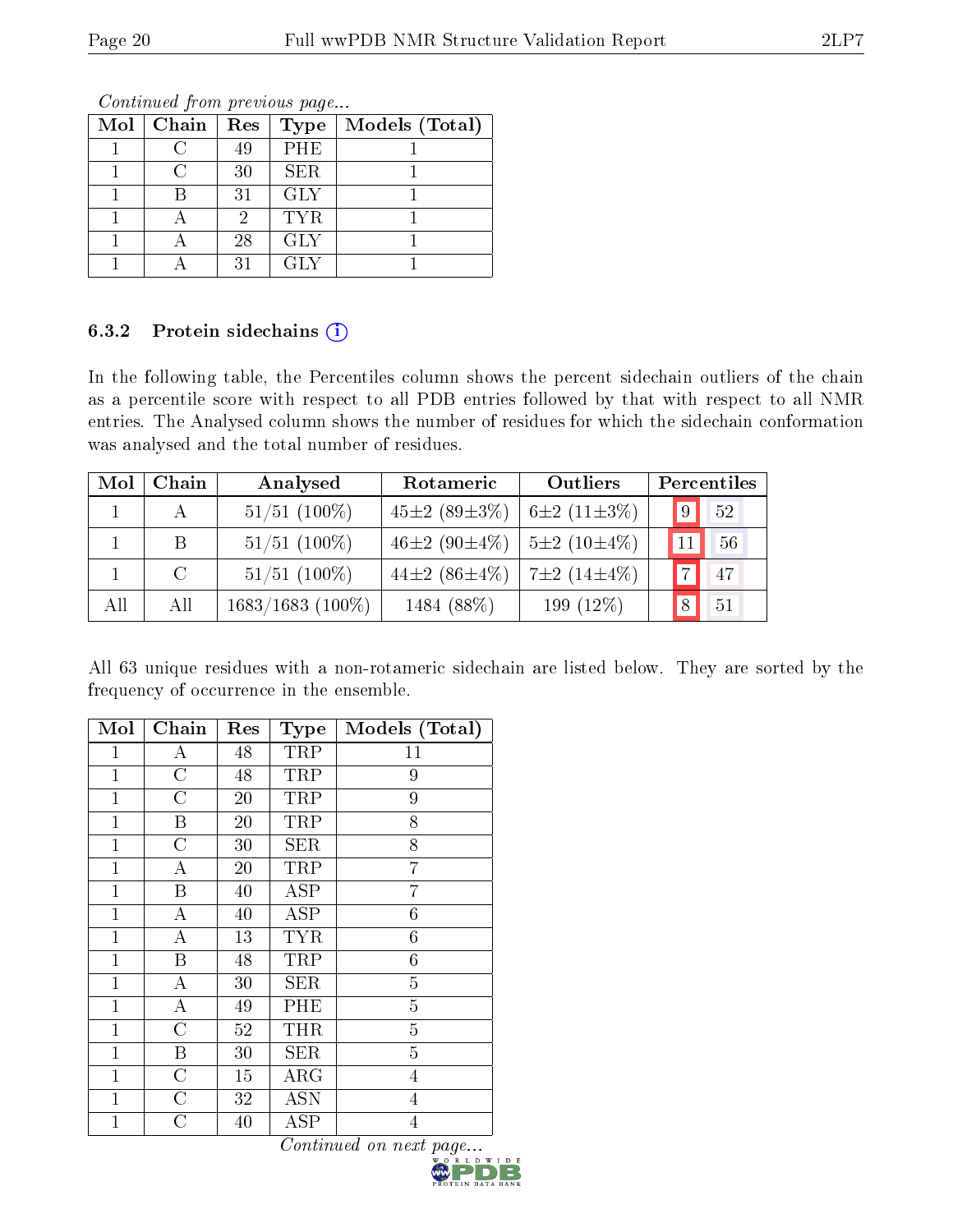*Continued from previous page...*

| Mol | Chain | Res | Type | Models (Total) |
|---|---|---|---|---|
| 1 | C | 49 | PHE | 1 |
| 1 | C | 30 | SER | 1 |
| 1 | B | 31 | GLY | 1 |
| 1 | A | 2 | TYR | 1 |
| 1 | A | 28 | GLY | 1 |
| 1 | A | 31 | GLY | 1 |

### 6.3.2 Protein sidechains (i)

In the following table, the Percentiles column shows the percent sidechain outliers of the chain as a percentile score with respect to all PDB entries followed by that with respect to all NMR entries. The Analysed column shows the number of residues for which the sidechain conformation was analysed and the total number of residues.

| Mol | Chain | Analysed | Rotameric | Outliers | Percentiles | |
|---|---|---|---|---|---|---|
| 1 | A | 51/51 (100%) | 45±2 (89±3%) | 6±2 (11±3%) | 9 | 52 |
| 1 | B | 51/51 (100%) | 46±2 (90±4%) | 5±2 (10±4%) | 11 | 56 |
| 1 | C | 51/51 (100%) | 44±2 (86±4%) | 7±2 (14±4%) | 7 | 47 |
| All | All | 1683/1683 (100%) | 1484 (88%) | 199 (12%) | 8 | 51 |

All 63 unique residues with a non-rotameric sidechain are listed below. They are sorted by the frequency of occurrence in the ensemble.

| Mol | Chain | Res | Type | Models (Total) |
|---|---|---|---|---|
| 1 | A | 48 | TRP | 11 |
| 1 | C | 48 | TRP | 9 |
| 1 | C | 20 | TRP | 9 |
| 1 | B | 20 | TRP | 8 |
| 1 | C | 30 | SER | 8 |
| 1 | A | 20 | TRP | 7 |
| 1 | B | 40 | ASP | 7 |
| 1 | A | 40 | ASP | 6 |
| 1 | A | 13 | TYR | 6 |
| 1 | B | 48 | TRP | 6 |
| 1 | A | 30 | SER | 5 |
| 1 | A | 49 | PHE | 5 |
| 1 | C | 52 | THR | 5 |
| 1 | B | 30 | SER | 5 |
| 1 | C | 15 | ARG | 4 |
| 1 | C | 32 | ASN | 4 |
| 1 | C | 40 | ASP | 4 |

*Continued on next page...*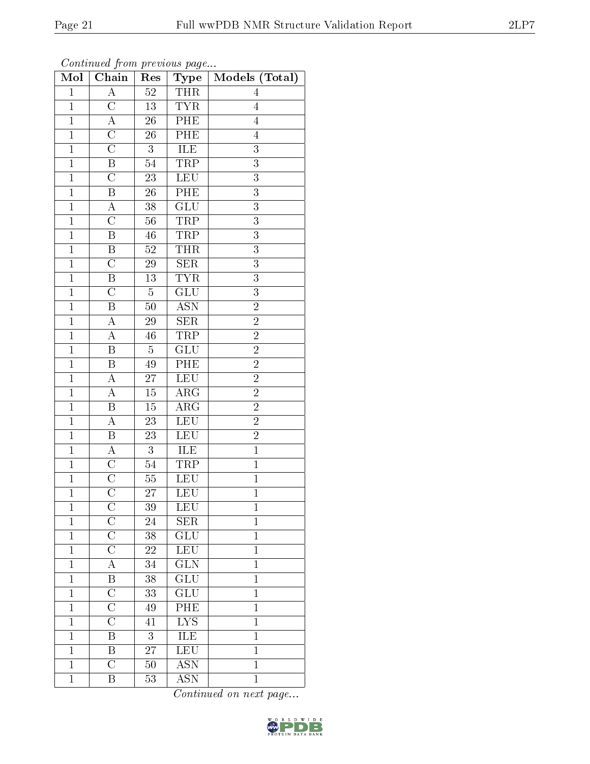*Continued from previous page...*

| Mol | Chain | Res | Type | Models (Total) |
|---|---|---|---|---|
| 1 | A | 52 | THR | 4 |
| 1 | C | 13 | TYR | 4 |
| 1 | A | 26 | PHE | 4 |
| 1 | C | 26 | PHE | 4 |
| 1 | C | 3 | ILE | 3 |
| 1 | B | 54 | TRP | 3 |
| 1 | C | 23 | LEU | 3 |
| 1 | B | 26 | PHE | 3 |
| 1 | A | 38 | GLU | 3 |
| 1 | C | 56 | TRP | 3 |
| 1 | B | 46 | TRP | 3 |
| 1 | B | 52 | THR | 3 |
| 1 | C | 29 | SER | 3 |
| 1 | B | 13 | TYR | 3 |
| 1 | C | 5 | GLU | 3 |
| 1 | B | 50 | ASN | 2 |
| 1 | A | 29 | SER | 2 |
| 1 | A | 46 | TRP | 2 |
| 1 | B | 5 | GLU | 2 |
| 1 | B | 49 | PHE | 2 |
| 1 | A | 27 | LEU | 2 |
| 1 | A | 15 | ARG | 2 |
| 1 | B | 15 | ARG | 2 |
| 1 | A | 23 | LEU | 2 |
| 1 | B | 23 | LEU | 2 |
| 1 | A | 3 | ILE | 1 |
| 1 | C | 54 | TRP | 1 |
| 1 | C | 55 | LEU | 1 |
| 1 | C | 27 | LEU | 1 |
| 1 | C | 39 | LEU | 1 |
| 1 | C | 24 | SER | 1 |
| 1 | C | 38 | GLU | 1 |
| 1 | C | 22 | LEU | 1 |
| 1 | A | 34 | GLN | 1 |
| 1 | B | 38 | GLU | 1 |
| 1 | C | 33 | GLU | 1 |
| 1 | C | 49 | PHE | 1 |
| 1 | C | 41 | LYS | 1 |
| 1 | B | 3 | ILE | 1 |
| 1 | B | 27 | LEU | 1 |
| 1 | C | 50 | ASN | 1 |
| 1 | B | 53 | ASN | 1 |

*Continued on next page...*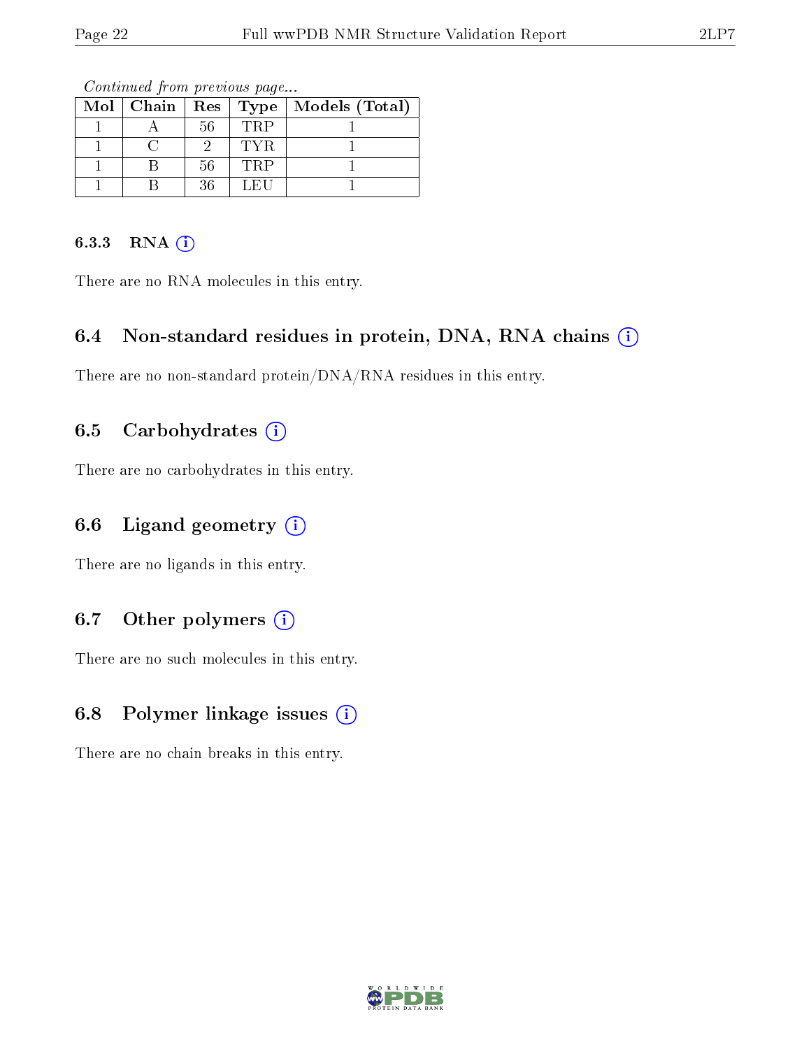*Continued from previous page...*

| Mol | Chain | Res | Type | Models (Total) |
|---|---|---|---|---|
| 1 | A | 56 | TRP | 1 |
| 1 | C | 2 | TYR | 1 |
| 1 | B | 56 | TRP | 1 |
| 1 | B | 36 | LEU | 1 |

#### 6.3.3 RNA

There are no RNA molecules in this entry.

### 6.4 Non-standard residues in protein, DNA, RNA chains

There are no non-standard protein/DNA/RNA residues in this entry.

### 6.5 Carbohydrates

There are no carbohydrates in this entry.

### 6.6 Ligand geometry

There are no ligands in this entry.

### 6.7 Other polymers

There are no such molecules in this entry.

### 6.8 Polymer linkage issues

There are no chain breaks in this entry.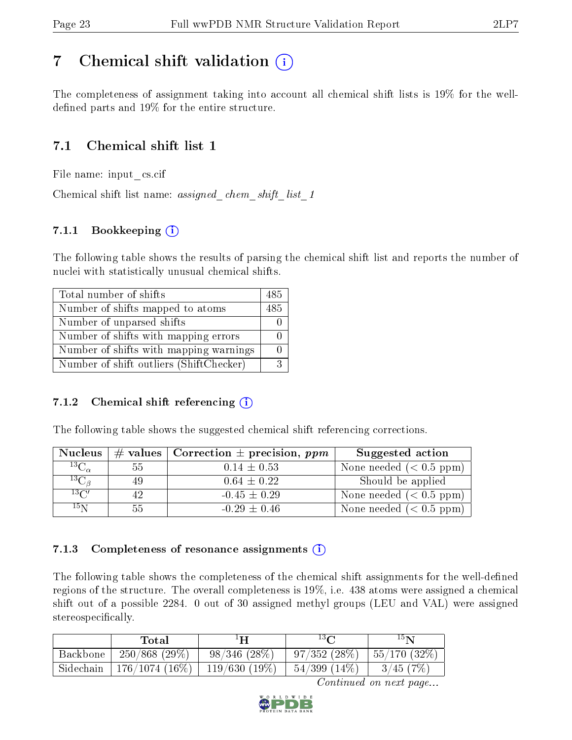# 7 Chemical shift validation (i)

The completeness of assignment taking into account all chemical shift lists is 19% for the well-defined parts and 19% for the entire structure.

## 7.1 Chemical shift list 1

File name: input_cs.cif

Chemical shift list name: *assigned_chem_shift_list_1*

### 7.1.1 Bookkeeping (i)

The following table shows the results of parsing the chemical shift list and reports the number of nuclei with statistically unusual chemical shifts.

| | |
|---|---|
| Total number of shifts | 485 |
| Number of shifts mapped to atoms | 485 |
| Number of unparsed shifts | 0 |
| Number of shifts with mapping errors | 0 |
| Number of shifts with mapping warnings | 0 |
| Number of shift outliers (ShiftChecker) | 3 |

### 7.1.2 Chemical shift referencing (i)

The following table shows the suggested chemical shift referencing corrections.

| Nucleus | # values | Correction ± precision, *ppm* | Suggested action |
|---|---|---|---|
| $^{13}C_{\alpha}$ | 55 | 0.14 ± 0.53 | None needed (< 0.5 ppm) |
| $^{13}C_{\beta}$ | 49 | 0.64 ± 0.22 | Should be applied |
| $^{13}C'$ | 42 | -0.45 ± 0.29 | None needed (< 0.5 ppm) |
| $^{15}N$ | 55 | -0.29 ± 0.46 | None needed (< 0.5 ppm) |

### 7.1.3 Completeness of resonance assignments (i)

The following table shows the completeness of the chemical shift assignments for the well-defined regions of the structure. The overall completeness is 19%, i.e. 438 atoms were assigned a chemical shift out of a possible 2284. 0 out of 30 assigned methyl groups (LEU and VAL) were assigned stereospecifically.

| | Total | $^{1}H$ | $^{13}C$ | $^{15}N$ |
|---|---|---|---|---|
| Backbone | 250/868 (29%) | 98/346 (28%) | 97/352 (28%) | 55/170 (32%) |
| Sidechain | 176/1074 (16%) | 119/630 (19%) | 54/399 (14%) | 3/45 (7%) |

*Continued on next page...*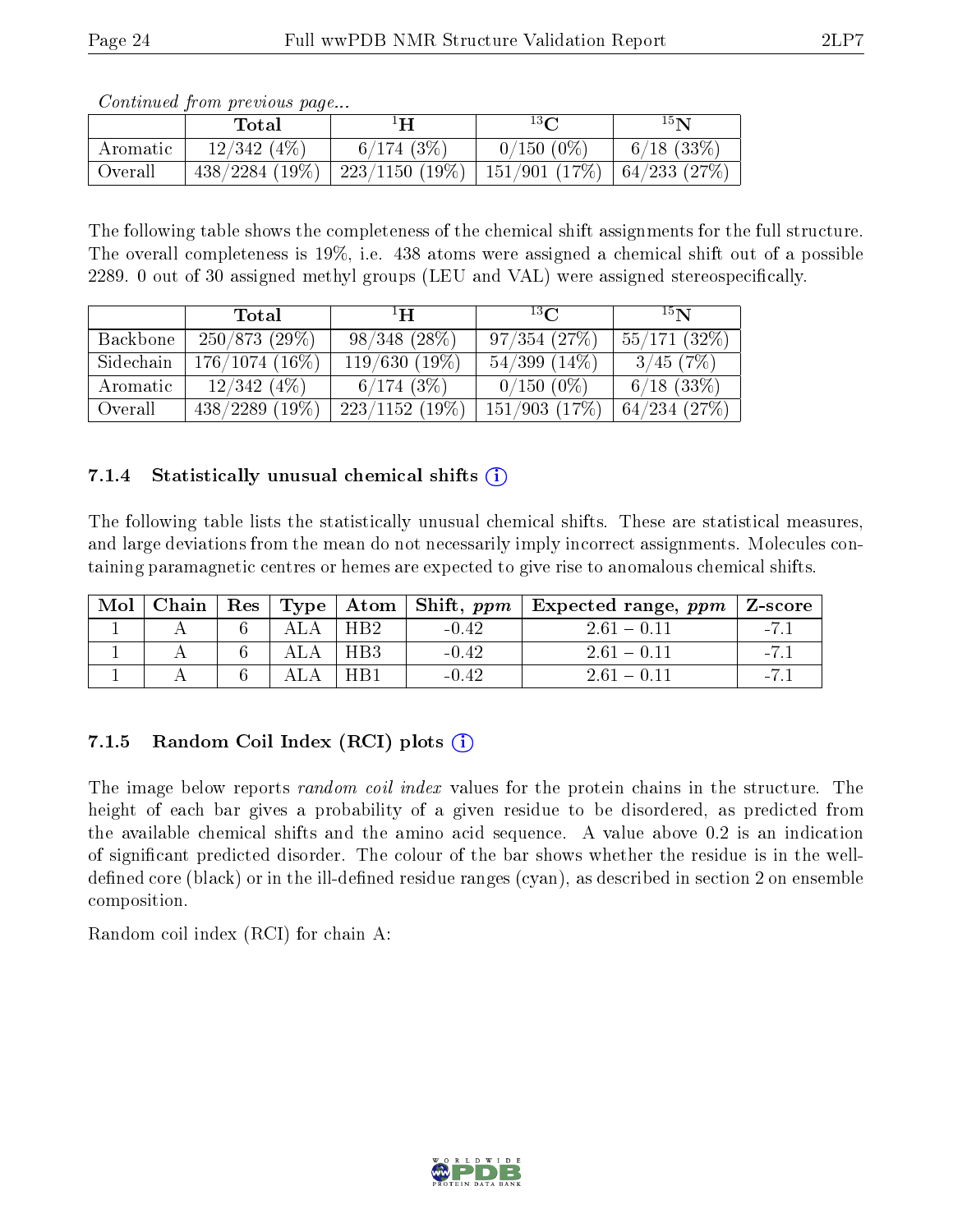*Continued from previous page...*

| | Total | $^{1}$H | $^{13}$C | $^{15}$N |
|---|---|---|---|---|
| Aromatic | 12/342 (4%) | 6/174 (3%) | 0/150 (0%) | 6/18 (33%) |
| Overall | 438/2284 (19%) | 223/1150 (19%) | 151/901 (17%) | 64/233 (27%) |

The following table shows the completeness of the chemical shift assignments for the full structure. The overall completeness is 19%, i.e. 438 atoms were assigned a chemical shift out of a possible 2289. 0 out of 30 assigned methyl groups (LEU and VAL) were assigned stereospecifically.

| | Total | $^{1}$H | $^{13}$C | $^{15}$N |
|---|---|---|---|---|
| Backbone | 250/873 (29%) | 98/348 (28%) | 97/354 (27%) | 55/171 (32%) |
| Sidechain | 176/1074 (16%) | 119/630 (19%) | 54/399 (14%) | 3/45 (7%) |
| Aromatic | 12/342 (4%) | 6/174 (3%) | 0/150 (0%) | 6/18 (33%) |
| Overall | 438/2289 (19%) | 223/1152 (19%) | 151/903 (17%) | 64/234 (27%) |

### 7.1.4 Statistically unusual chemical shifts

The following table lists the statistically unusual chemical shifts. These are statistical measures, and large deviations from the mean do not necessarily imply incorrect assignments. Molecules containing paramagnetic centres or hemes are expected to give rise to anomalous chemical shifts.

| Mol | Chain | Res | Type | Atom | Shift, *ppm* | Expected range, *ppm* | Z-score |
|---|---|---|---|---|---|---|---|
| 1 | A | 6 | ALA | HB2 | -0.42 | 2.61 – 0.11 | -7.1 |
| 1 | A | 6 | ALA | HB3 | -0.42 | 2.61 – 0.11 | -7.1 |
| 1 | A | 6 | ALA | HB1 | -0.42 | 2.61 – 0.11 | -7.1 |

### 7.1.5 Random Coil Index (RCI) plots

The image below reports *random coil index* values for the protein chains in the structure. The height of each bar gives a probability of a given residue to be disordered, as predicted from the available chemical shifts and the amino acid sequence. A value above 0.2 is an indication of significant predicted disorder. The colour of the bar shows whether the residue is in the well-defined core (black) or in the ill-defined residue ranges (cyan), as described in section 2 on ensemble composition.

Random coil index (RCI) for chain A: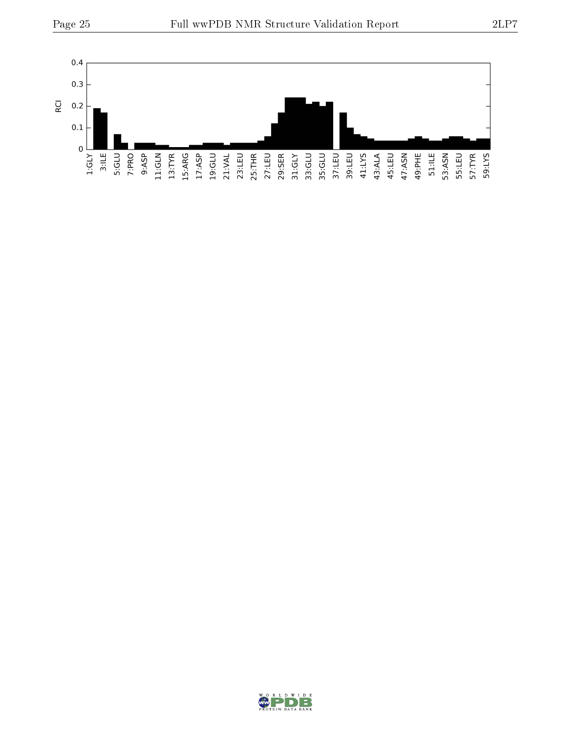0.4
0.3
0.2
0.1
0
RCI

1:GLY
3:ILE
5:GLU
7:PRO
9:ASP
11:GLN
13:TYR
15:ARG
17:ASP
19:GLU
21:VAL
23:LEU
25:THR
27:LEU
29:SER
31:GLY
33:GLU
35:GLU
37:LEU
39:LEU
41:LYS
43:ALA
45:LEU
47:ASN
49:PHE
51:ILE
53:ASN
55:LEU
57:TYR
59:LYS